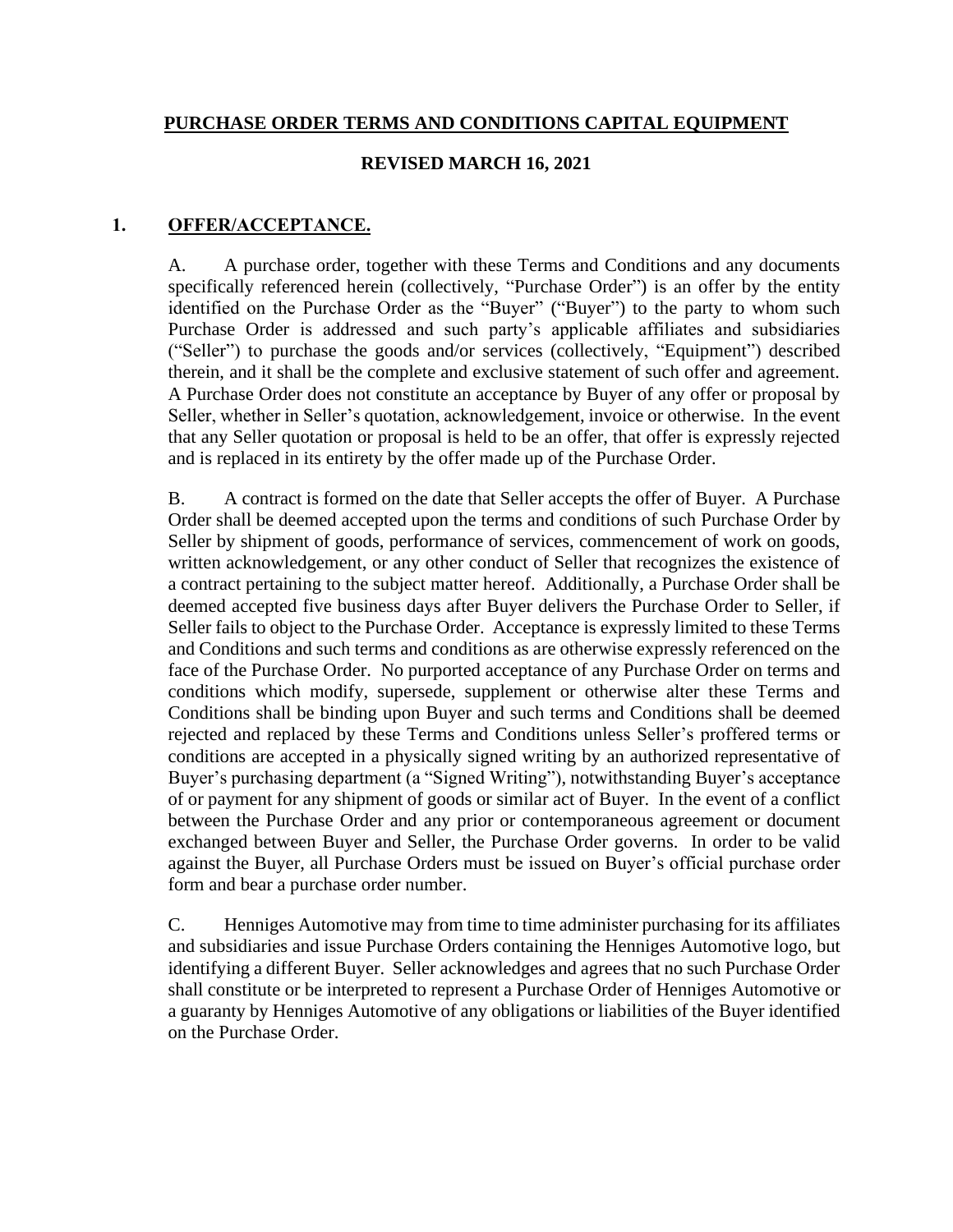# PURCHASE ORDER TERMS AND CONDITIONS CAPITAL EQUIPMENT

## REVISED MARCH 16, 2021

## 1. OFFER/ACCEPTANCE.

A. A purchase order, together with these Terms and Conditions and any documents specifically referenced herein (collectively, "Purchase Order") is an offer by the entity identified on the Purchase Order as the "Buyer" ("Buyer") to the party to whom such Purchase Order is addressed and such party's applicable affiliates and subsidiaries ("Seller") to purchase the goods and/or services (collectively, "Equipment") described therein, and it shall be the complete and exclusive statement of such offer and agreement. A Purchase Order does not constitute an acceptance by Buyer of any offer or proposal by Seller, whether in Seller's quotation, acknowledgement, invoice or otherwise. In the event that any Seller quotation or proposal is held to be an offer, that offer is expressly rejected and is replaced in its entirety by the offer made up of the Purchase Order.

B. A contract is formed on the date that Seller accepts the offer of Buyer. A Purchase Order shall be deemed accepted upon the terms and conditions of such Purchase Order by Seller by shipment of goods, performance of services, commencement of work on goods, written acknowledgement, or any other conduct of Seller that recognizes the existence of a contract pertaining to the subject matter hereof. Additionally, a Purchase Order shall be deemed accepted five business days after Buyer delivers the Purchase Order to Seller, if Seller fails to object to the Purchase Order. Acceptance is expressly limited to these Terms and Conditions and such terms and conditions as are otherwise expressly referenced on the face of the Purchase Order. No purported acceptance of any Purchase Order on terms and conditions which modify, supersede, supplement or otherwise alter these Terms and Conditions shall be binding upon Buyer and such terms and Conditions shall be deemed rejected and replaced by these Terms and Conditions unless Seller's proffered terms or conditions are accepted in a physically signed writing by an authorized representative of Buyer's purchasing department (a "Signed Writing"), notwithstanding Buyer's acceptance of or payment for any shipment of goods or similar act of Buyer. In the event of a conflict between the Purchase Order and any prior or contemporaneous agreement or document exchanged between Buyer and Seller, the Purchase Order governs. In order to be valid against the Buyer, all Purchase Orders must be issued on Buyer's official purchase order form and bear a purchase order number.

C. Henniges Automotive may from time to time administer purchasing for its affiliates and subsidiaries and issue Purchase Orders containing the Henniges Automotive logo, but identifying a different Buyer. Seller acknowledges and agrees that no such Purchase Order shall constitute or be interpreted to represent a Purchase Order of Henniges Automotive or a guaranty by Henniges Automotive of any obligations or liabilities of the Buyer identified on the Purchase Order.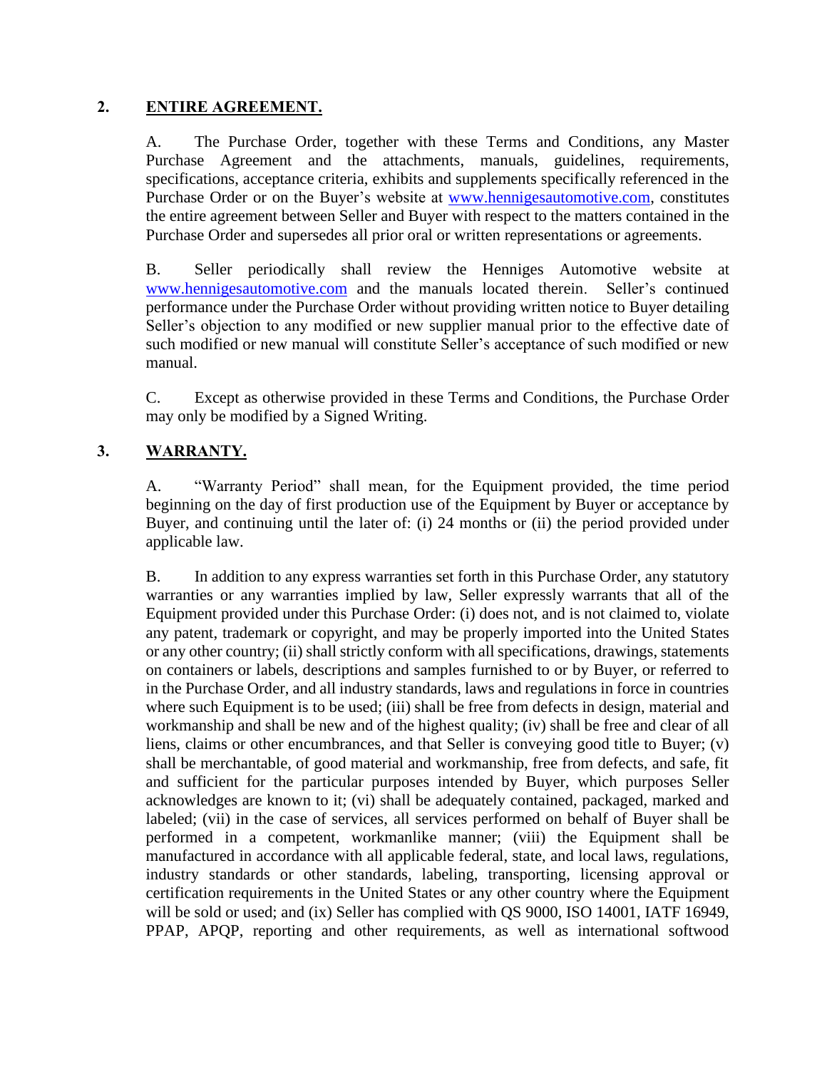## 2. ENTIRE AGREEMENT.

A. The Purchase Order, together with these Terms and Conditions, any Master Purchase Agreement and the attachments, manuals, guidelines, requirements, specifications, acceptance criteria, exhibits and supplements specifically referenced in the Purchase Order or on the Buyer's website at www.hennigesautomotive.com, constitutes the entire agreement between Seller and Buyer with respect to the matters contained in the Purchase Order and supersedes all prior oral or written representations or agreements.

B. Seller periodically shall review the Henniges Automotive website at www.hennigesautomotive.com and the manuals located therein. Seller's continued performance under the Purchase Order without providing written notice to Buyer detailing Seller's objection to any modified or new supplier manual prior to the effective date of such modified or new manual will constitute Seller's acceptance of such modified or new manual.

C. Except as otherwise provided in these Terms and Conditions, the Purchase Order may only be modified by a Signed Writing.

## 3. WARRANTY.

A. "Warranty Period" shall mean, for the Equipment provided, the time period beginning on the day of first production use of the Equipment by Buyer or acceptance by Buyer, and continuing until the later of: (i) 24 months or (ii) the period provided under applicable law.

B. In addition to any express warranties set forth in this Purchase Order, any statutory warranties or any warranties implied by law, Seller expressly warrants that all of the Equipment provided under this Purchase Order: (i) does not, and is not claimed to, violate any patent, trademark or copyright, and may be properly imported into the United States or any other country; (ii) shall strictly conform with all specifications, drawings, statements on containers or labels, descriptions and samples furnished to or by Buyer, or referred to in the Purchase Order, and all industry standards, laws and regulations in force in countries where such Equipment is to be used; (iii) shall be free from defects in design, material and workmanship and shall be new and of the highest quality; (iv) shall be free and clear of all liens, claims or other encumbrances, and that Seller is conveying good title to Buyer; (v) shall be merchantable, of good material and workmanship, free from defects, and safe, fit and sufficient for the particular purposes intended by Buyer, which purposes Seller acknowledges are known to it; (vi) shall be adequately contained, packaged, marked and labeled; (vii) in the case of services, all services performed on behalf of Buyer shall be performed in a competent, workmanlike manner; (viii) the Equipment shall be manufactured in accordance with all applicable federal, state, and local laws, regulations, industry standards or other standards, labeling, transporting, licensing approval or certification requirements in the United States or any other country where the Equipment will be sold or used; and (ix) Seller has complied with QS 9000, ISO 14001, IATF 16949, PPAP, APQP, reporting and other requirements, as well as international softwood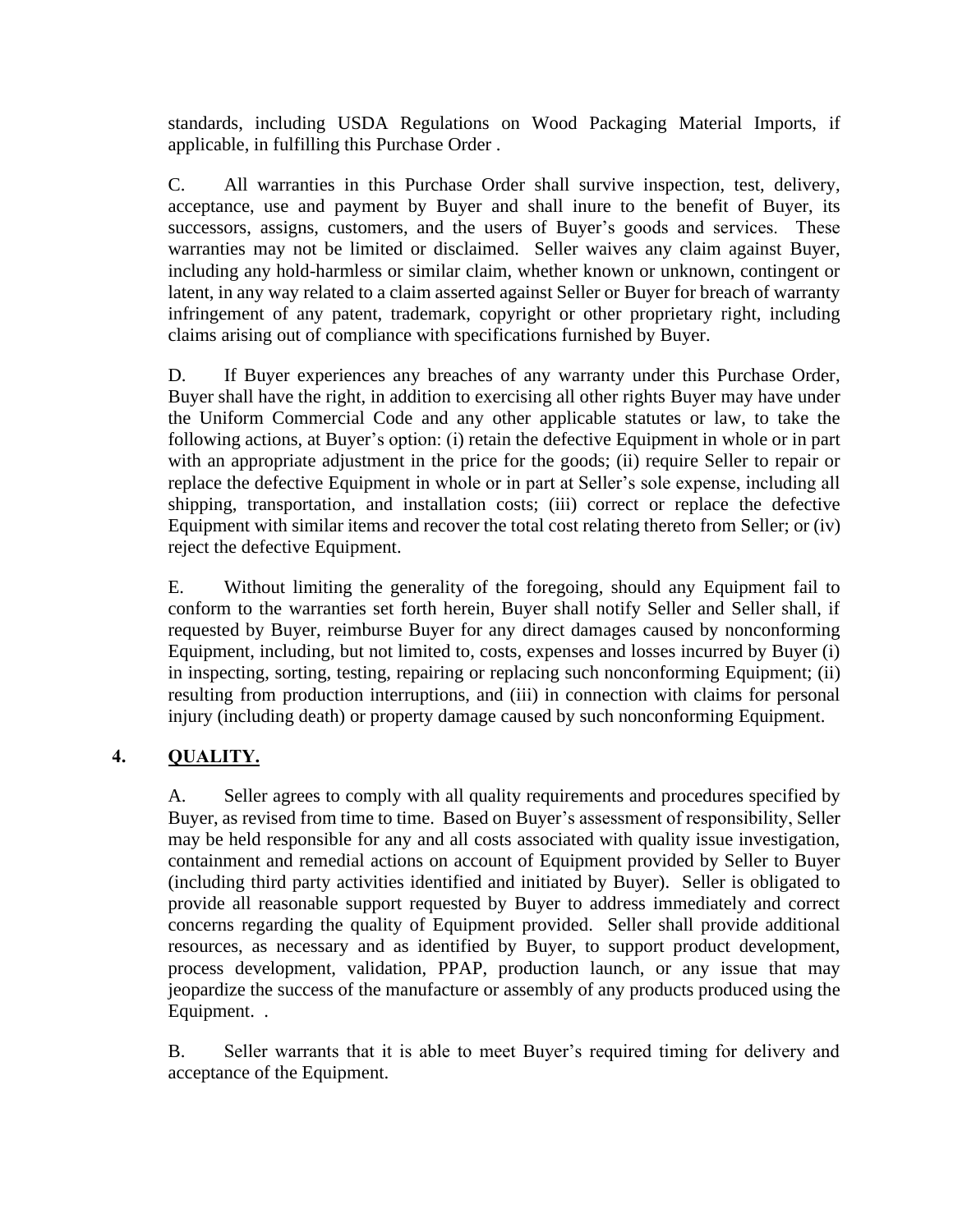standards, including USDA Regulations on Wood Packaging Material Imports, if applicable, in fulfilling this Purchase Order .

C. All warranties in this Purchase Order shall survive inspection, test, delivery, acceptance, use and payment by Buyer and shall inure to the benefit of Buyer, its successors, assigns, customers, and the users of Buyer's goods and services. These warranties may not be limited or disclaimed. Seller waives any claim against Buyer, including any hold-harmless or similar claim, whether known or unknown, contingent or latent, in any way related to a claim asserted against Seller or Buyer for breach of warranty infringement of any patent, trademark, copyright or other proprietary right, including claims arising out of compliance with specifications furnished by Buyer.

D. If Buyer experiences any breaches of any warranty under this Purchase Order, Buyer shall have the right, in addition to exercising all other rights Buyer may have under the Uniform Commercial Code and any other applicable statutes or law, to take the following actions, at Buyer's option: (i) retain the defective Equipment in whole or in part with an appropriate adjustment in the price for the goods; (ii) require Seller to repair or replace the defective Equipment in whole or in part at Seller's sole expense, including all shipping, transportation, and installation costs; (iii) correct or replace the defective Equipment with similar items and recover the total cost relating thereto from Seller; or (iv) reject the defective Equipment.

E. Without limiting the generality of the foregoing, should any Equipment fail to conform to the warranties set forth herein, Buyer shall notify Seller and Seller shall, if requested by Buyer, reimburse Buyer for any direct damages caused by nonconforming Equipment, including, but not limited to, costs, expenses and losses incurred by Buyer (i) in inspecting, sorting, testing, repairing or replacing such nonconforming Equipment; (ii) resulting from production interruptions, and (iii) in connection with claims for personal injury (including death) or property damage caused by such nonconforming Equipment.

## 4. QUALITY.

A. Seller agrees to comply with all quality requirements and procedures specified by Buyer, as revised from time to time. Based on Buyer's assessment of responsibility, Seller may be held responsible for any and all costs associated with quality issue investigation, containment and remedial actions on account of Equipment provided by Seller to Buyer (including third party activities identified and initiated by Buyer). Seller is obligated to provide all reasonable support requested by Buyer to address immediately and correct concerns regarding the quality of Equipment provided. Seller shall provide additional resources, as necessary and as identified by Buyer, to support product development, process development, validation, PPAP, production launch, or any issue that may jeopardize the success of the manufacture or assembly of any products produced using the Equipment. .

B. Seller warrants that it is able to meet Buyer's required timing for delivery and acceptance of the Equipment.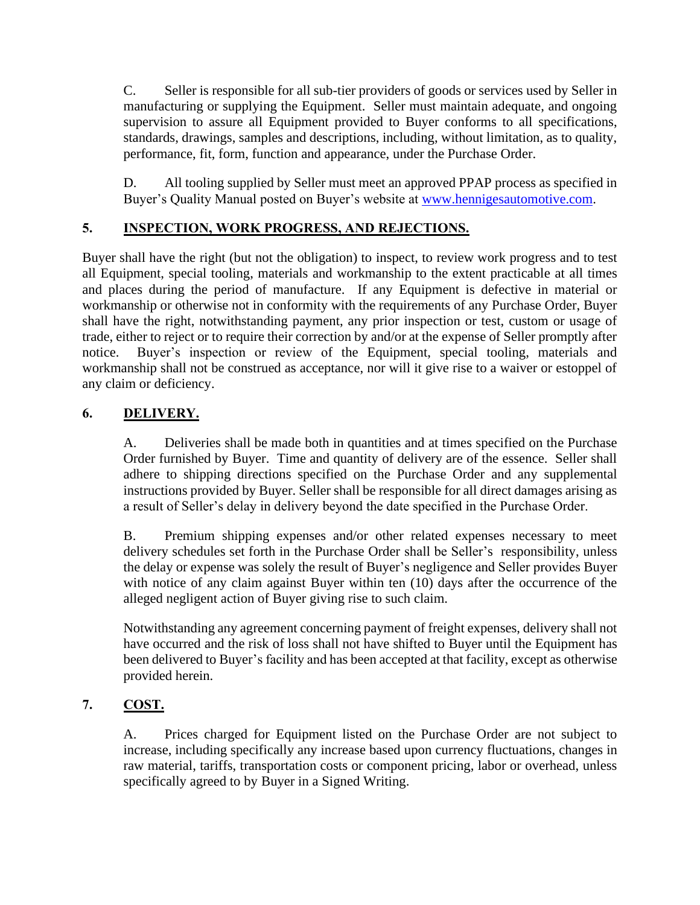C. Seller is responsible for all sub-tier providers of goods or services used by Seller in manufacturing or supplying the Equipment. Seller must maintain adequate, and ongoing supervision to assure all Equipment provided to Buyer conforms to all specifications, standards, drawings, samples and descriptions, including, without limitation, as to quality, performance, fit, form, function and appearance, under the Purchase Order.

D. All tooling supplied by Seller must meet an approved PPAP process as specified in Buyer's Quality Manual posted on Buyer's website at [www.hennigesautomotive.com](http://www.hennigesautomotive.com).

## 5. INSPECTION, WORK PROGRESS, AND REJECTIONS.

Buyer shall have the right (but not the obligation) to inspect, to review work progress and to test all Equipment, special tooling, materials and workmanship to the extent practicable at all times and places during the period of manufacture. If any Equipment is defective in material or workmanship or otherwise not in conformity with the requirements of any Purchase Order, Buyer shall have the right, notwithstanding payment, any prior inspection or test, custom or usage of trade, either to reject or to require their correction by and/or at the expense of Seller promptly after notice. Buyer's inspection or review of the Equipment, special tooling, materials and workmanship shall not be construed as acceptance, nor will it give rise to a waiver or estoppel of any claim or deficiency.

## 6. DELIVERY.

A. Deliveries shall be made both in quantities and at times specified on the Purchase Order furnished by Buyer. Time and quantity of delivery are of the essence. Seller shall adhere to shipping directions specified on the Purchase Order and any supplemental instructions provided by Buyer. Seller shall be responsible for all direct damages arising as a result of Seller's delay in delivery beyond the date specified in the Purchase Order.

B. Premium shipping expenses and/or other related expenses necessary to meet delivery schedules set forth in the Purchase Order shall be Seller's responsibility, unless the delay or expense was solely the result of Buyer's negligence and Seller provides Buyer with notice of any claim against Buyer within ten (10) days after the occurrence of the alleged negligent action of Buyer giving rise to such claim.

Notwithstanding any agreement concerning payment of freight expenses, delivery shall not have occurred and the risk of loss shall not have shifted to Buyer until the Equipment has been delivered to Buyer's facility and has been accepted at that facility, except as otherwise provided herein.

## 7. COST.

A. Prices charged for Equipment listed on the Purchase Order are not subject to increase, including specifically any increase based upon currency fluctuations, changes in raw material, tariffs, transportation costs or component pricing, labor or overhead, unless specifically agreed to by Buyer in a Signed Writing.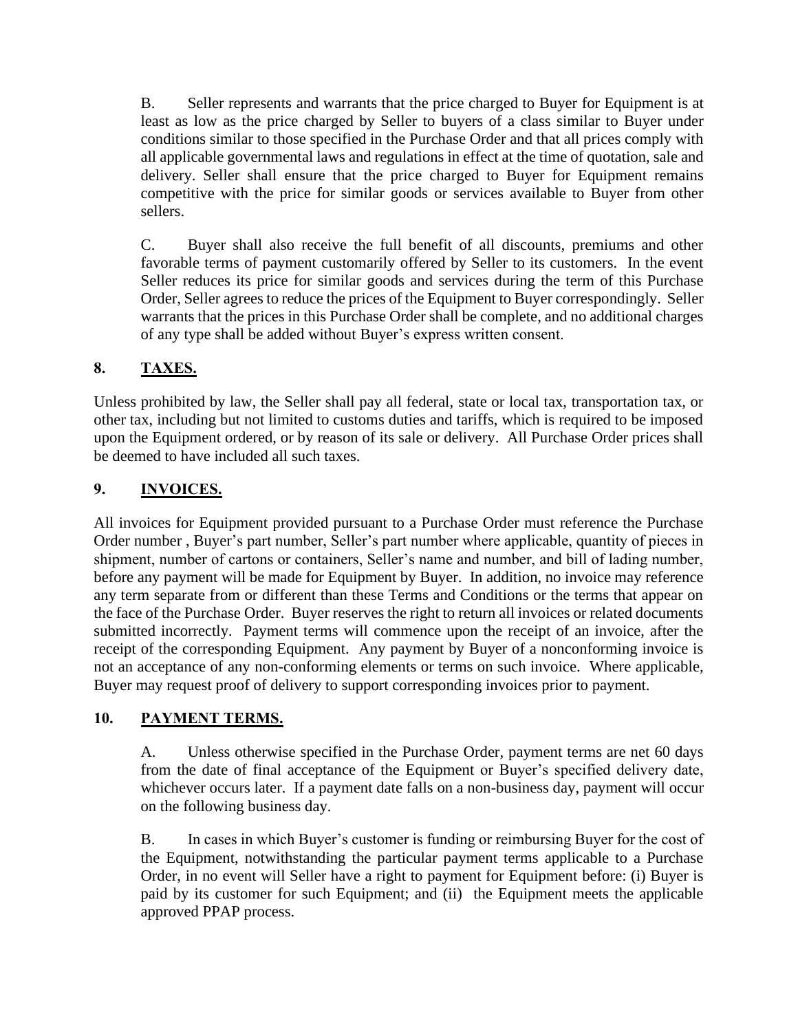B. Seller represents and warrants that the price charged to Buyer for Equipment is at least as low as the price charged by Seller to buyers of a class similar to Buyer under conditions similar to those specified in the Purchase Order and that all prices comply with all applicable governmental laws and regulations in effect at the time of quotation, sale and delivery. Seller shall ensure that the price charged to Buyer for Equipment remains competitive with the price for similar goods or services available to Buyer from other sellers.

C. Buyer shall also receive the full benefit of all discounts, premiums and other favorable terms of payment customarily offered by Seller to its customers. In the event Seller reduces its price for similar goods and services during the term of this Purchase Order, Seller agrees to reduce the prices of the Equipment to Buyer correspondingly. Seller warrants that the prices in this Purchase Order shall be complete, and no additional charges of any type shall be added without Buyer's express written consent.

## 8. TAXES.

Unless prohibited by law, the Seller shall pay all federal, state or local tax, transportation tax, or other tax, including but not limited to customs duties and tariffs, which is required to be imposed upon the Equipment ordered, or by reason of its sale or delivery. All Purchase Order prices shall be deemed to have included all such taxes.

## 9. INVOICES.

All invoices for Equipment provided pursuant to a Purchase Order must reference the Purchase Order number , Buyer's part number, Seller's part number where applicable, quantity of pieces in shipment, number of cartons or containers, Seller's name and number, and bill of lading number, before any payment will be made for Equipment by Buyer. In addition, no invoice may reference any term separate from or different than these Terms and Conditions or the terms that appear on the face of the Purchase Order. Buyer reserves the right to return all invoices or related documents submitted incorrectly. Payment terms will commence upon the receipt of an invoice, after the receipt of the corresponding Equipment. Any payment by Buyer of a nonconforming invoice is not an acceptance of any non-conforming elements or terms on such invoice. Where applicable, Buyer may request proof of delivery to support corresponding invoices prior to payment.

## 10. PAYMENT TERMS.

A. Unless otherwise specified in the Purchase Order, payment terms are net 60 days from the date of final acceptance of the Equipment or Buyer's specified delivery date, whichever occurs later. If a payment date falls on a non-business day, payment will occur on the following business day.

B. In cases in which Buyer's customer is funding or reimbursing Buyer for the cost of the Equipment, notwithstanding the particular payment terms applicable to a Purchase Order, in no event will Seller have a right to payment for Equipment before: (i) Buyer is paid by its customer for such Equipment; and (ii) the Equipment meets the applicable approved PPAP process.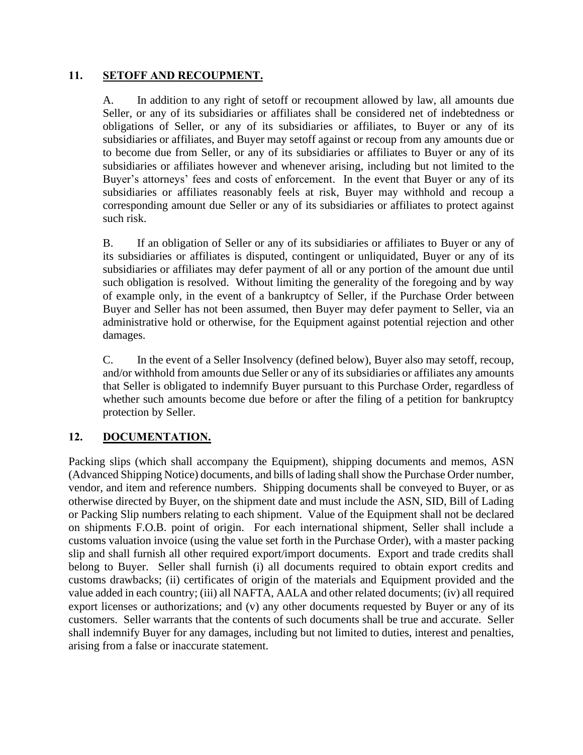## 11. **SETOFF AND RECOUPMENT.**

A. In addition to any right of setoff or recoupment allowed by law, all amounts due Seller, or any of its subsidiaries or affiliates shall be considered net of indebtedness or obligations of Seller, or any of its subsidiaries or affiliates, to Buyer or any of its subsidiaries or affiliates, and Buyer may setoff against or recoup from any amounts due or to become due from Seller, or any of its subsidiaries or affiliates to Buyer or any of its subsidiaries or affiliates however and whenever arising, including but not limited to the Buyer's attorneys' fees and costs of enforcement. In the event that Buyer or any of its subsidiaries or affiliates reasonably feels at risk, Buyer may withhold and recoup a corresponding amount due Seller or any of its subsidiaries or affiliates to protect against such risk.

B. If an obligation of Seller or any of its subsidiaries or affiliates to Buyer or any of its subsidiaries or affiliates is disputed, contingent or unliquidated, Buyer or any of its subsidiaries or affiliates may defer payment of all or any portion of the amount due until such obligation is resolved. Without limiting the generality of the foregoing and by way of example only, in the event of a bankruptcy of Seller, if the Purchase Order between Buyer and Seller has not been assumed, then Buyer may defer payment to Seller, via an administrative hold or otherwise, for the Equipment against potential rejection and other damages.

C. In the event of a Seller Insolvency (defined below), Buyer also may setoff, recoup, and/or withhold from amounts due Seller or any of its subsidiaries or affiliates any amounts that Seller is obligated to indemnify Buyer pursuant to this Purchase Order, regardless of whether such amounts become due before or after the filing of a petition for bankruptcy protection by Seller.

## 12. **DOCUMENTATION.**

Packing slips (which shall accompany the Equipment), shipping documents and memos, ASN (Advanced Shipping Notice) documents, and bills of lading shall show the Purchase Order number, vendor, and item and reference numbers. Shipping documents shall be conveyed to Buyer, or as otherwise directed by Buyer, on the shipment date and must include the ASN, SID, Bill of Lading or Packing Slip numbers relating to each shipment. Value of the Equipment shall not be declared on shipments F.O.B. point of origin. For each international shipment, Seller shall include a customs valuation invoice (using the value set forth in the Purchase Order), with a master packing slip and shall furnish all other required export/import documents. Export and trade credits shall belong to Buyer. Seller shall furnish (i) all documents required to obtain export credits and customs drawbacks; (ii) certificates of origin of the materials and Equipment provided and the value added in each country; (iii) all NAFTA, AALA and other related documents; (iv) all required export licenses or authorizations; and (v) any other documents requested by Buyer or any of its customers. Seller warrants that the contents of such documents shall be true and accurate. Seller shall indemnify Buyer for any damages, including but not limited to duties, interest and penalties, arising from a false or inaccurate statement.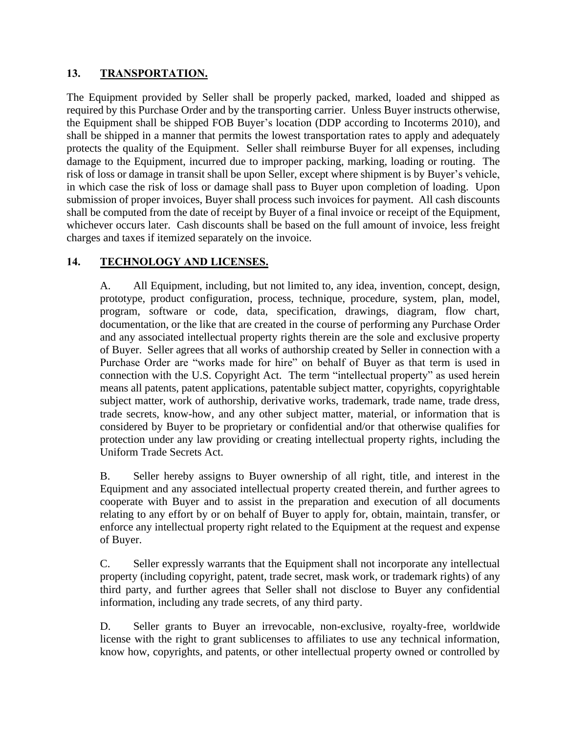## 13. TRANSPORTATION.

The Equipment provided by Seller shall be properly packed, marked, loaded and shipped as required by this Purchase Order and by the transporting carrier. Unless Buyer instructs otherwise, the Equipment shall be shipped FOB Buyer's location (DDP according to Incoterms 2010), and shall be shipped in a manner that permits the lowest transportation rates to apply and adequately protects the quality of the Equipment. Seller shall reimburse Buyer for all expenses, including damage to the Equipment, incurred due to improper packing, marking, loading or routing. The risk of loss or damage in transit shall be upon Seller, except where shipment is by Buyer's vehicle, in which case the risk of loss or damage shall pass to Buyer upon completion of loading. Upon submission of proper invoices, Buyer shall process such invoices for payment. All cash discounts shall be computed from the date of receipt by Buyer of a final invoice or receipt of the Equipment, whichever occurs later. Cash discounts shall be based on the full amount of invoice, less freight charges and taxes if itemized separately on the invoice.

## 14. TECHNOLOGY AND LICENSES.

A. All Equipment, including, but not limited to, any idea, invention, concept, design, prototype, product configuration, process, technique, procedure, system, plan, model, program, software or code, data, specification, drawings, diagram, flow chart, documentation, or the like that are created in the course of performing any Purchase Order and any associated intellectual property rights therein are the sole and exclusive property of Buyer. Seller agrees that all works of authorship created by Seller in connection with a Purchase Order are "works made for hire" on behalf of Buyer as that term is used in connection with the U.S. Copyright Act. The term "intellectual property" as used herein means all patents, patent applications, patentable subject matter, copyrights, copyrightable subject matter, work of authorship, derivative works, trademark, trade name, trade dress, trade secrets, know-how, and any other subject matter, material, or information that is considered by Buyer to be proprietary or confidential and/or that otherwise qualifies for protection under any law providing or creating intellectual property rights, including the Uniform Trade Secrets Act.

B. Seller hereby assigns to Buyer ownership of all right, title, and interest in the Equipment and any associated intellectual property created therein, and further agrees to cooperate with Buyer and to assist in the preparation and execution of all documents relating to any effort by or on behalf of Buyer to apply for, obtain, maintain, transfer, or enforce any intellectual property right related to the Equipment at the request and expense of Buyer.

C. Seller expressly warrants that the Equipment shall not incorporate any intellectual property (including copyright, patent, trade secret, mask work, or trademark rights) of any third party, and further agrees that Seller shall not disclose to Buyer any confidential information, including any trade secrets, of any third party.

D. Seller grants to Buyer an irrevocable, non-exclusive, royalty-free, worldwide license with the right to grant sublicenses to affiliates to use any technical information, know how, copyrights, and patents, or other intellectual property owned or controlled by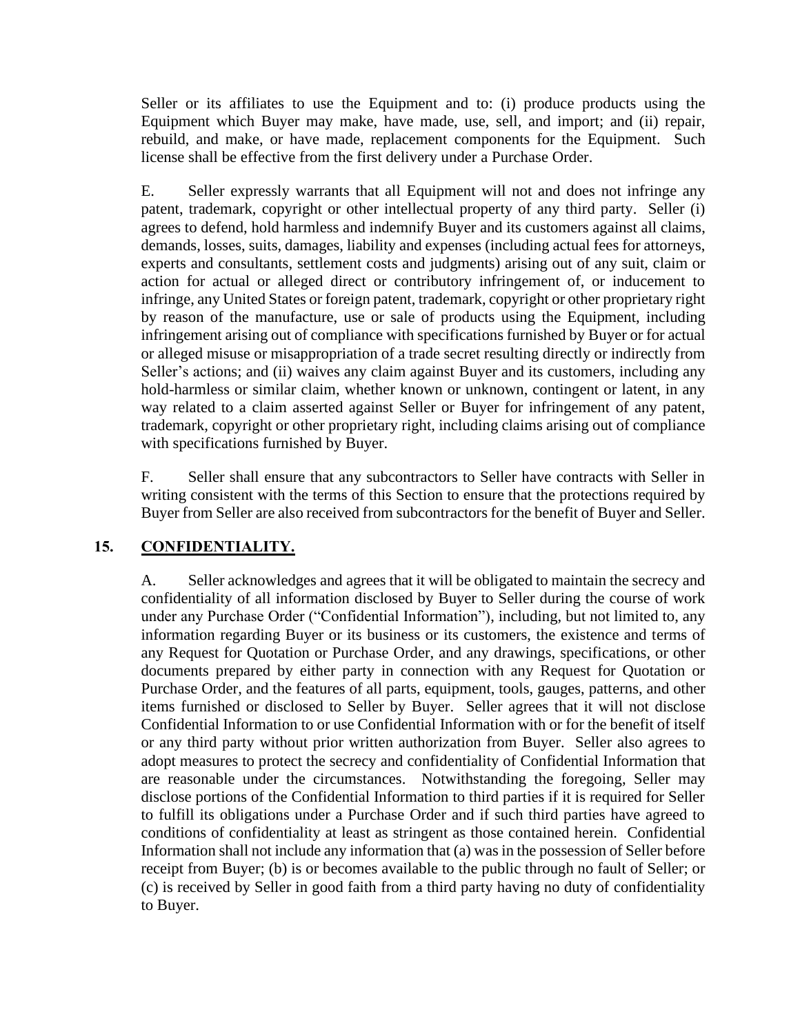Seller or its affiliates to use the Equipment and to: (i) produce products using the Equipment which Buyer may make, have made, use, sell, and import; and (ii) repair, rebuild, and make, or have made, replacement components for the Equipment. Such license shall be effective from the first delivery under a Purchase Order.

E. Seller expressly warrants that all Equipment will not and does not infringe any patent, trademark, copyright or other intellectual property of any third party. Seller (i) agrees to defend, hold harmless and indemnify Buyer and its customers against all claims, demands, losses, suits, damages, liability and expenses (including actual fees for attorneys, experts and consultants, settlement costs and judgments) arising out of any suit, claim or action for actual or alleged direct or contributory infringement of, or inducement to infringe, any United States or foreign patent, trademark, copyright or other proprietary right by reason of the manufacture, use or sale of products using the Equipment, including infringement arising out of compliance with specifications furnished by Buyer or for actual or alleged misuse or misappropriation of a trade secret resulting directly or indirectly from Seller's actions; and (ii) waives any claim against Buyer and its customers, including any hold-harmless or similar claim, whether known or unknown, contingent or latent, in any way related to a claim asserted against Seller or Buyer for infringement of any patent, trademark, copyright or other proprietary right, including claims arising out of compliance with specifications furnished by Buyer.

F. Seller shall ensure that any subcontractors to Seller have contracts with Seller in writing consistent with the terms of this Section to ensure that the protections required by Buyer from Seller are also received from subcontractors for the benefit of Buyer and Seller.

## 15. CONFIDENTIALITY.

A. Seller acknowledges and agrees that it will be obligated to maintain the secrecy and confidentiality of all information disclosed by Buyer to Seller during the course of work under any Purchase Order ("Confidential Information"), including, but not limited to, any information regarding Buyer or its business or its customers, the existence and terms of any Request for Quotation or Purchase Order, and any drawings, specifications, or other documents prepared by either party in connection with any Request for Quotation or Purchase Order, and the features of all parts, equipment, tools, gauges, patterns, and other items furnished or disclosed to Seller by Buyer. Seller agrees that it will not disclose Confidential Information to or use Confidential Information with or for the benefit of itself or any third party without prior written authorization from Buyer. Seller also agrees to adopt measures to protect the secrecy and confidentiality of Confidential Information that are reasonable under the circumstances. Notwithstanding the foregoing, Seller may disclose portions of the Confidential Information to third parties if it is required for Seller to fulfill its obligations under a Purchase Order and if such third parties have agreed to conditions of confidentiality at least as stringent as those contained herein. Confidential Information shall not include any information that (a) was in the possession of Seller before receipt from Buyer; (b) is or becomes available to the public through no fault of Seller; or (c) is received by Seller in good faith from a third party having no duty of confidentiality to Buyer.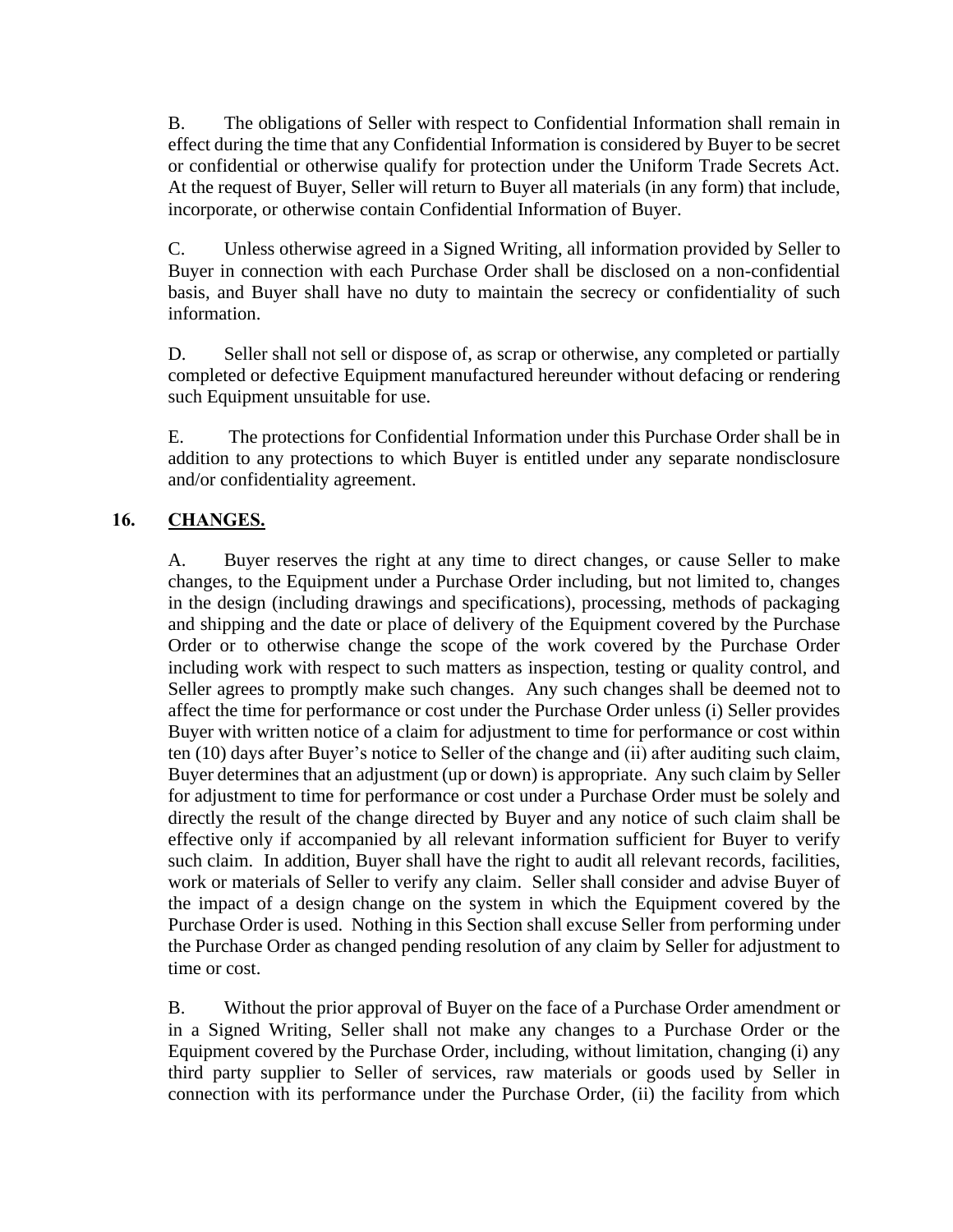B. The obligations of Seller with respect to Confidential Information shall remain in effect during the time that any Confidential Information is considered by Buyer to be secret or confidential or otherwise qualify for protection under the Uniform Trade Secrets Act. At the request of Buyer, Seller will return to Buyer all materials (in any form) that include, incorporate, or otherwise contain Confidential Information of Buyer.

C. Unless otherwise agreed in a Signed Writing, all information provided by Seller to Buyer in connection with each Purchase Order shall be disclosed on a non-confidential basis, and Buyer shall have no duty to maintain the secrecy or confidentiality of such information.

D. Seller shall not sell or dispose of, as scrap or otherwise, any completed or partially completed or defective Equipment manufactured hereunder without defacing or rendering such Equipment unsuitable for use.

E. The protections for Confidential Information under this Purchase Order shall be in addition to any protections to which Buyer is entitled under any separate nondisclosure and/or confidentiality agreement.

## 16. CHANGES.

A. Buyer reserves the right at any time to direct changes, or cause Seller to make changes, to the Equipment under a Purchase Order including, but not limited to, changes in the design (including drawings and specifications), processing, methods of packaging and shipping and the date or place of delivery of the Equipment covered by the Purchase Order or to otherwise change the scope of the work covered by the Purchase Order including work with respect to such matters as inspection, testing or quality control, and Seller agrees to promptly make such changes. Any such changes shall be deemed not to affect the time for performance or cost under the Purchase Order unless (i) Seller provides Buyer with written notice of a claim for adjustment to time for performance or cost within ten (10) days after Buyer's notice to Seller of the change and (ii) after auditing such claim, Buyer determines that an adjustment (up or down) is appropriate. Any such claim by Seller for adjustment to time for performance or cost under a Purchase Order must be solely and directly the result of the change directed by Buyer and any notice of such claim shall be effective only if accompanied by all relevant information sufficient for Buyer to verify such claim. In addition, Buyer shall have the right to audit all relevant records, facilities, work or materials of Seller to verify any claim. Seller shall consider and advise Buyer of the impact of a design change on the system in which the Equipment covered by the Purchase Order is used. Nothing in this Section shall excuse Seller from performing under the Purchase Order as changed pending resolution of any claim by Seller for adjustment to time or cost.

B. Without the prior approval of Buyer on the face of a Purchase Order amendment or in a Signed Writing, Seller shall not make any changes to a Purchase Order or the Equipment covered by the Purchase Order, including, without limitation, changing (i) any third party supplier to Seller of services, raw materials or goods used by Seller in connection with its performance under the Purchase Order, (ii) the facility from which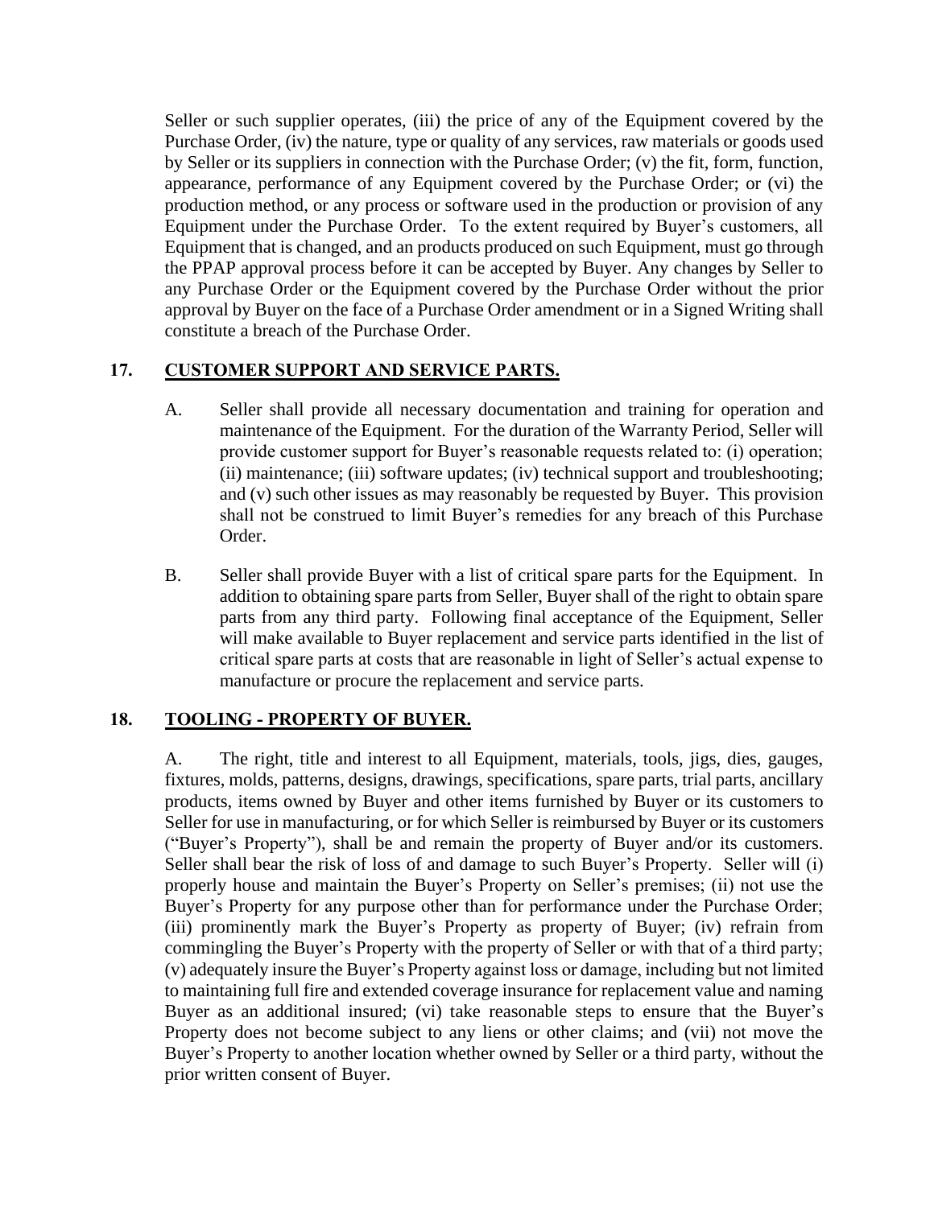Seller or such supplier operates, (iii) the price of any of the Equipment covered by the Purchase Order, (iv) the nature, type or quality of any services, raw materials or goods used by Seller or its suppliers in connection with the Purchase Order; (v) the fit, form, function, appearance, performance of any Equipment covered by the Purchase Order; or (vi) the production method, or any process or software used in the production or provision of any Equipment under the Purchase Order. To the extent required by Buyer's customers, all Equipment that is changed, and an products produced on such Equipment, must go through the PPAP approval process before it can be accepted by Buyer. Any changes by Seller to any Purchase Order or the Equipment covered by the Purchase Order without the prior approval by Buyer on the face of a Purchase Order amendment or in a Signed Writing shall constitute a breach of the Purchase Order.

## 17. CUSTOMER SUPPORT AND SERVICE PARTS.

A. Seller shall provide all necessary documentation and training for operation and maintenance of the Equipment. For the duration of the Warranty Period, Seller will provide customer support for Buyer's reasonable requests related to: (i) operation; (ii) maintenance; (iii) software updates; (iv) technical support and troubleshooting; and (v) such other issues as may reasonably be requested by Buyer. This provision shall not be construed to limit Buyer's remedies for any breach of this Purchase Order.

B. Seller shall provide Buyer with a list of critical spare parts for the Equipment. In addition to obtaining spare parts from Seller, Buyer shall of the right to obtain spare parts from any third party. Following final acceptance of the Equipment, Seller will make available to Buyer replacement and service parts identified in the list of critical spare parts at costs that are reasonable in light of Seller's actual expense to manufacture or procure the replacement and service parts.

## 18. TOOLING - PROPERTY OF BUYER.

A. The right, title and interest to all Equipment, materials, tools, jigs, dies, gauges, fixtures, molds, patterns, designs, drawings, specifications, spare parts, trial parts, ancillary products, items owned by Buyer and other items furnished by Buyer or its customers to Seller for use in manufacturing, or for which Seller is reimbursed by Buyer or its customers ("Buyer's Property"), shall be and remain the property of Buyer and/or its customers. Seller shall bear the risk of loss of and damage to such Buyer's Property. Seller will (i) properly house and maintain the Buyer's Property on Seller's premises; (ii) not use the Buyer's Property for any purpose other than for performance under the Purchase Order; (iii) prominently mark the Buyer's Property as property of Buyer; (iv) refrain from commingling the Buyer's Property with the property of Seller or with that of a third party; (v) adequately insure the Buyer's Property against loss or damage, including but not limited to maintaining full fire and extended coverage insurance for replacement value and naming Buyer as an additional insured; (vi) take reasonable steps to ensure that the Buyer's Property does not become subject to any liens or other claims; and (vii) not move the Buyer's Property to another location whether owned by Seller or a third party, without the prior written consent of Buyer.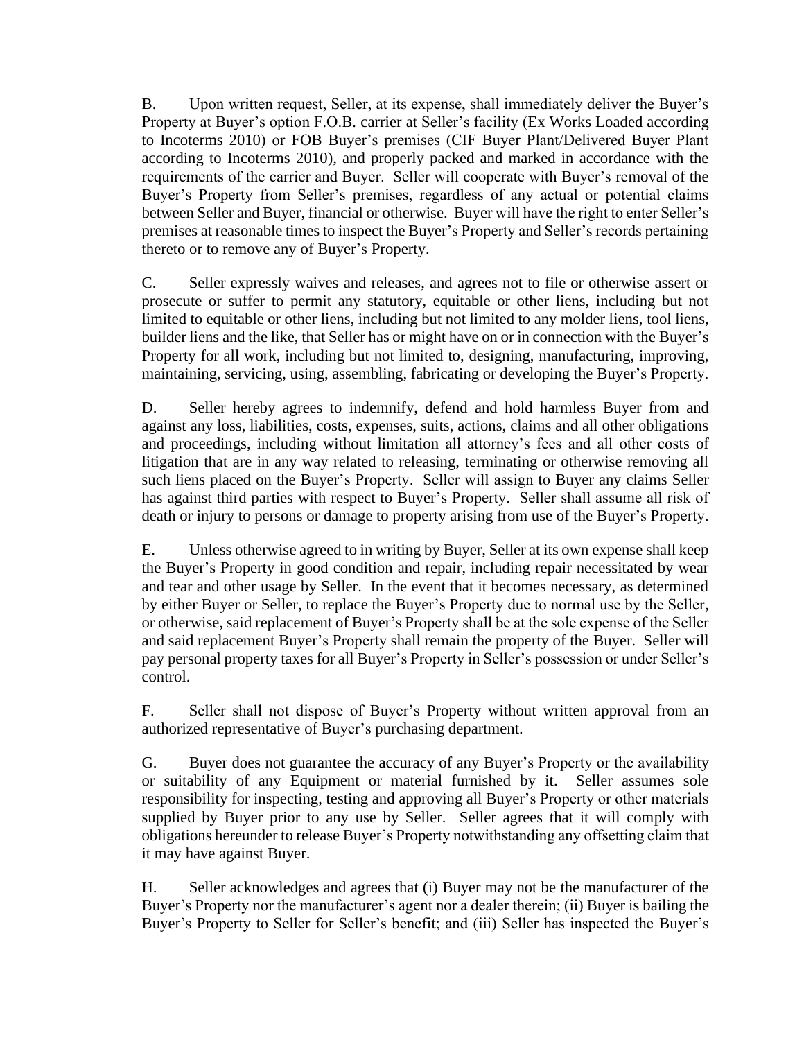B. Upon written request, Seller, at its expense, shall immediately deliver the Buyer's Property at Buyer's option F.O.B. carrier at Seller's facility (Ex Works Loaded according to Incoterms 2010) or FOB Buyer's premises (CIF Buyer Plant/Delivered Buyer Plant according to Incoterms 2010), and properly packed and marked in accordance with the requirements of the carrier and Buyer. Seller will cooperate with Buyer's removal of the Buyer's Property from Seller's premises, regardless of any actual or potential claims between Seller and Buyer, financial or otherwise. Buyer will have the right to enter Seller's premises at reasonable times to inspect the Buyer's Property and Seller's records pertaining thereto or to remove any of Buyer's Property.

C. Seller expressly waives and releases, and agrees not to file or otherwise assert or prosecute or suffer to permit any statutory, equitable or other liens, including but not limited to equitable or other liens, including but not limited to any molder liens, tool liens, builder liens and the like, that Seller has or might have on or in connection with the Buyer's Property for all work, including but not limited to, designing, manufacturing, improving, maintaining, servicing, using, assembling, fabricating or developing the Buyer's Property.

D. Seller hereby agrees to indemnify, defend and hold harmless Buyer from and against any loss, liabilities, costs, expenses, suits, actions, claims and all other obligations and proceedings, including without limitation all attorney's fees and all other costs of litigation that are in any way related to releasing, terminating or otherwise removing all such liens placed on the Buyer's Property. Seller will assign to Buyer any claims Seller has against third parties with respect to Buyer's Property. Seller shall assume all risk of death or injury to persons or damage to property arising from use of the Buyer's Property.

E. Unless otherwise agreed to in writing by Buyer, Seller at its own expense shall keep the Buyer's Property in good condition and repair, including repair necessitated by wear and tear and other usage by Seller. In the event that it becomes necessary, as determined by either Buyer or Seller, to replace the Buyer's Property due to normal use by the Seller, or otherwise, said replacement of Buyer's Property shall be at the sole expense of the Seller and said replacement Buyer's Property shall remain the property of the Buyer. Seller will pay personal property taxes for all Buyer's Property in Seller's possession or under Seller's control.

F. Seller shall not dispose of Buyer's Property without written approval from an authorized representative of Buyer's purchasing department.

G. Buyer does not guarantee the accuracy of any Buyer's Property or the availability or suitability of any Equipment or material furnished by it. Seller assumes sole responsibility for inspecting, testing and approving all Buyer's Property or other materials supplied by Buyer prior to any use by Seller. Seller agrees that it will comply with obligations hereunder to release Buyer's Property notwithstanding any offsetting claim that it may have against Buyer.

H. Seller acknowledges and agrees that (i) Buyer may not be the manufacturer of the Buyer's Property nor the manufacturer's agent nor a dealer therein; (ii) Buyer is bailing the Buyer's Property to Seller for Seller's benefit; and (iii) Seller has inspected the Buyer's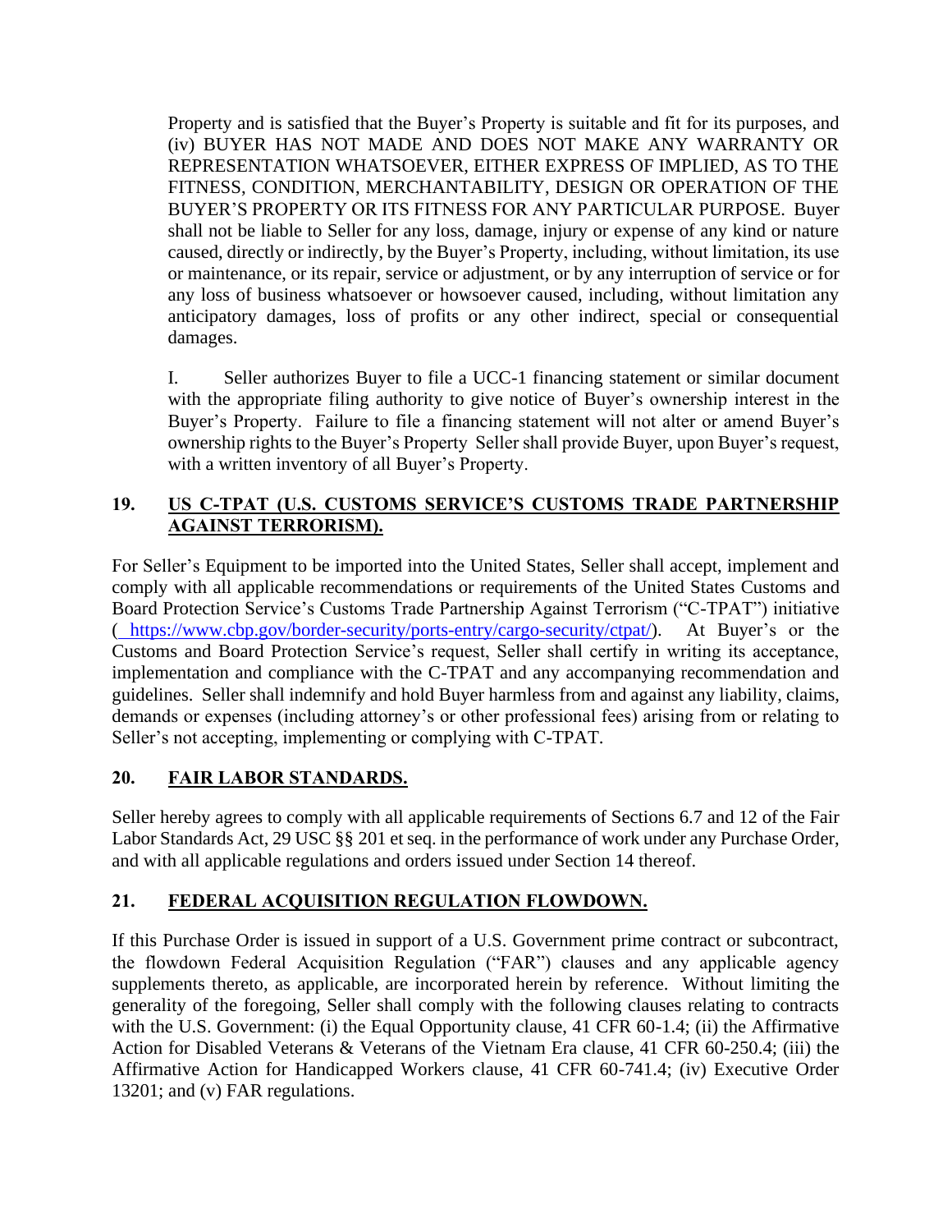Property and is satisfied that the Buyer's Property is suitable and fit for its purposes, and (iv) BUYER HAS NOT MADE AND DOES NOT MAKE ANY WARRANTY OR REPRESENTATION WHATSOEVER, EITHER EXPRESS OF IMPLIED, AS TO THE FITNESS, CONDITION, MERCHANTABILITY, DESIGN OR OPERATION OF THE BUYER'S PROPERTY OR ITS FITNESS FOR ANY PARTICULAR PURPOSE. Buyer shall not be liable to Seller for any loss, damage, injury or expense of any kind or nature caused, directly or indirectly, by the Buyer's Property, including, without limitation, its use or maintenance, or its repair, service or adjustment, or by any interruption of service or for any loss of business whatsoever or howsoever caused, including, without limitation any anticipatory damages, loss of profits or any other indirect, special or consequential damages.

I. Seller authorizes Buyer to file a UCC-1 financing statement or similar document with the appropriate filing authority to give notice of Buyer's ownership interest in the Buyer's Property. Failure to file a financing statement will not alter or amend Buyer's ownership rights to the Buyer's Property Seller shall provide Buyer, upon Buyer's request, with a written inventory of all Buyer's Property.

## 19. US C-TPAT (U.S. CUSTOMS SERVICE'S CUSTOMS TRADE PARTNERSHIP AGAINST TERRORISM).

For Seller's Equipment to be imported into the United States, Seller shall accept, implement and comply with all applicable recommendations or requirements of the United States Customs and Board Protection Service's Customs Trade Partnership Against Terrorism ("C-TPAT") initiative ( https://www.cbp.gov/border-security/ports-entry/cargo-security/ctpat/). At Buyer's or the Customs and Board Protection Service's request, Seller shall certify in writing its acceptance, implementation and compliance with the C-TPAT and any accompanying recommendation and guidelines. Seller shall indemnify and hold Buyer harmless from and against any liability, claims, demands or expenses (including attorney's or other professional fees) arising from or relating to Seller's not accepting, implementing or complying with C-TPAT.

## 20. FAIR LABOR STANDARDS.

Seller hereby agrees to comply with all applicable requirements of Sections 6.7 and 12 of the Fair Labor Standards Act, 29 USC §§ 201 et seq. in the performance of work under any Purchase Order, and with all applicable regulations and orders issued under Section 14 thereof.

## 21. FEDERAL ACQUISITION REGULATION FLOWDOWN.

If this Purchase Order is issued in support of a U.S. Government prime contract or subcontract, the flowdown Federal Acquisition Regulation ("FAR") clauses and any applicable agency supplements thereto, as applicable, are incorporated herein by reference. Without limiting the generality of the foregoing, Seller shall comply with the following clauses relating to contracts with the U.S. Government: (i) the Equal Opportunity clause, 41 CFR 60-1.4; (ii) the Affirmative Action for Disabled Veterans & Veterans of the Vietnam Era clause, 41 CFR 60-250.4; (iii) the Affirmative Action for Handicapped Workers clause, 41 CFR 60-741.4; (iv) Executive Order 13201; and (v) FAR regulations.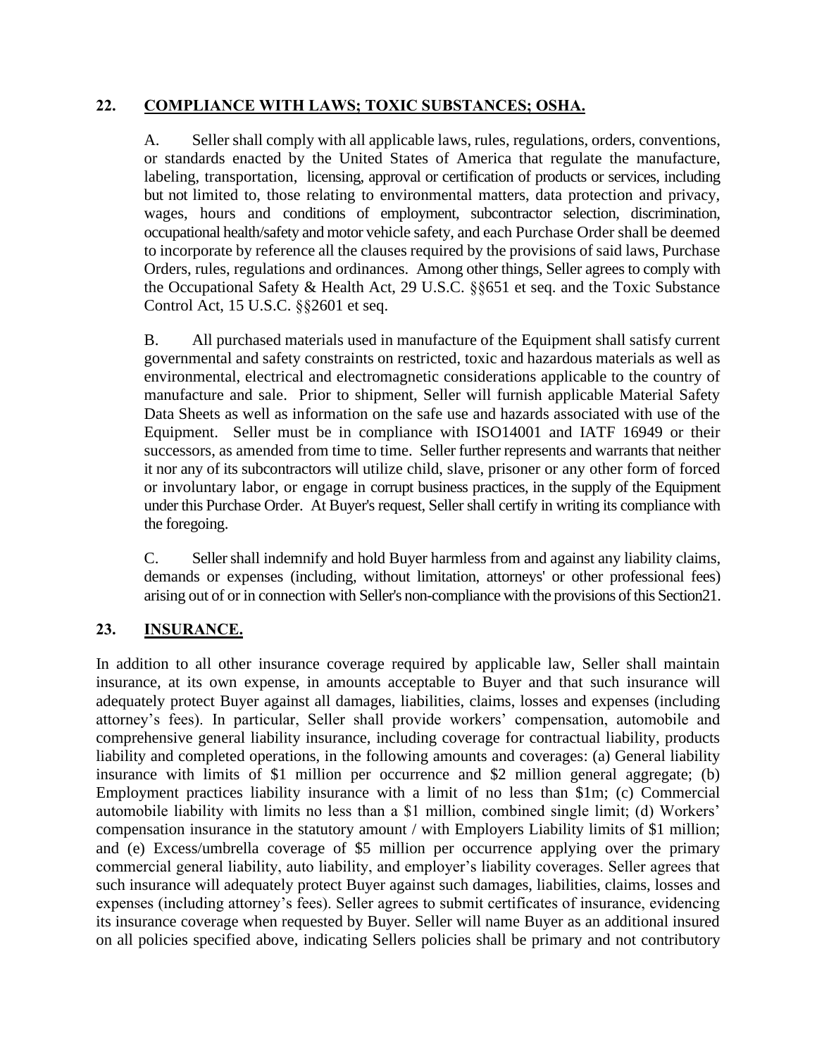## 22. **COMPLIANCE WITH LAWS; TOXIC SUBSTANCES; OSHA.**

A. Seller shall comply with all applicable laws, rules, regulations, orders, conventions, or standards enacted by the United States of America that regulate the manufacture, labeling, transportation, licensing, approval or certification of products or services, including but not limited to, those relating to environmental matters, data protection and privacy, wages, hours and conditions of employment, subcontractor selection, discrimination, occupational health/safety and motor vehicle safety, and each Purchase Order shall be deemed to incorporate by reference all the clauses required by the provisions of said laws, Purchase Orders, rules, regulations and ordinances. Among other things, Seller agrees to comply with the Occupational Safety & Health Act, 29 U.S.C. §§651 et seq. and the Toxic Substance Control Act, 15 U.S.C. §§2601 et seq.

B. All purchased materials used in manufacture of the Equipment shall satisfy current governmental and safety constraints on restricted, toxic and hazardous materials as well as environmental, electrical and electromagnetic considerations applicable to the country of manufacture and sale. Prior to shipment, Seller will furnish applicable Material Safety Data Sheets as well as information on the safe use and hazards associated with use of the Equipment. Seller must be in compliance with ISO14001 and IATF 16949 or their successors, as amended from time to time. Seller further represents and warrants that neither it nor any of its subcontractors will utilize child, slave, prisoner or any other form of forced or involuntary labor, or engage in corrupt business practices, in the supply of the Equipment under this Purchase Order. At Buyer's request, Seller shall certify in writing its compliance with the foregoing.

C. Seller shall indemnify and hold Buyer harmless from and against any liability claims, demands or expenses (including, without limitation, attorneys' or other professional fees) arising out of or in connection with Seller's non-compliance with the provisions of this Section21.

## 23. **INSURANCE.**

In addition to all other insurance coverage required by applicable law, Seller shall maintain insurance, at its own expense, in amounts acceptable to Buyer and that such insurance will adequately protect Buyer against all damages, liabilities, claims, losses and expenses (including attorney's fees). In particular, Seller shall provide workers' compensation, automobile and comprehensive general liability insurance, including coverage for contractual liability, products liability and completed operations, in the following amounts and coverages: (a) General liability insurance with limits of $1 million per occurrence and $2 million general aggregate; (b) Employment practices liability insurance with a limit of no less than $1m; (c) Commercial automobile liability with limits no less than a $1 million, combined single limit; (d) Workers' compensation insurance in the statutory amount / with Employers Liability limits of $1 million; and (e) Excess/umbrella coverage of $5 million per occurrence applying over the primary commercial general liability, auto liability, and employer's liability coverages. Seller agrees that such insurance will adequately protect Buyer against such damages, liabilities, claims, losses and expenses (including attorney's fees). Seller agrees to submit certificates of insurance, evidencing its insurance coverage when requested by Buyer. Seller will name Buyer as an additional insured on all policies specified above, indicating Sellers policies shall be primary and not contributory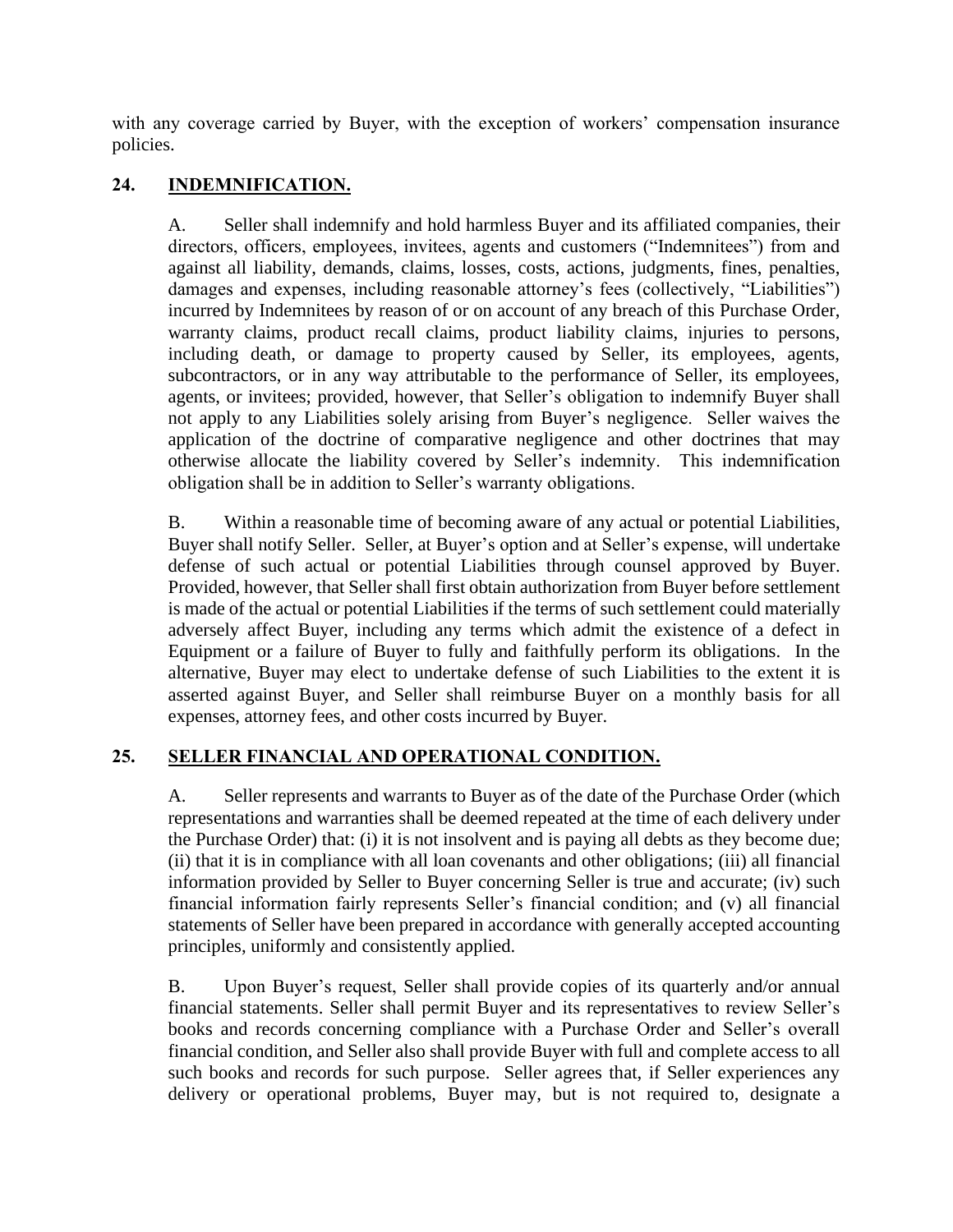with any coverage carried by Buyer, with the exception of workers' compensation insurance policies.

## 24. INDEMNIFICATION.

A. Seller shall indemnify and hold harmless Buyer and its affiliated companies, their directors, officers, employees, invitees, agents and customers ("Indemnitees") from and against all liability, demands, claims, losses, costs, actions, judgments, fines, penalties, damages and expenses, including reasonable attorney's fees (collectively, "Liabilities") incurred by Indemnitees by reason of or on account of any breach of this Purchase Order, warranty claims, product recall claims, product liability claims, injuries to persons, including death, or damage to property caused by Seller, its employees, agents, subcontractors, or in any way attributable to the performance of Seller, its employees, agents, or invitees; provided, however, that Seller's obligation to indemnify Buyer shall not apply to any Liabilities solely arising from Buyer's negligence. Seller waives the application of the doctrine of comparative negligence and other doctrines that may otherwise allocate the liability covered by Seller's indemnity. This indemnification obligation shall be in addition to Seller's warranty obligations.

B. Within a reasonable time of becoming aware of any actual or potential Liabilities, Buyer shall notify Seller. Seller, at Buyer's option and at Seller's expense, will undertake defense of such actual or potential Liabilities through counsel approved by Buyer. Provided, however, that Seller shall first obtain authorization from Buyer before settlement is made of the actual or potential Liabilities if the terms of such settlement could materially adversely affect Buyer, including any terms which admit the existence of a defect in Equipment or a failure of Buyer to fully and faithfully perform its obligations. In the alternative, Buyer may elect to undertake defense of such Liabilities to the extent it is asserted against Buyer, and Seller shall reimburse Buyer on a monthly basis for all expenses, attorney fees, and other costs incurred by Buyer.

## 25. SELLER FINANCIAL AND OPERATIONAL CONDITION.

A. Seller represents and warrants to Buyer as of the date of the Purchase Order (which representations and warranties shall be deemed repeated at the time of each delivery under the Purchase Order) that: (i) it is not insolvent and is paying all debts as they become due; (ii) that it is in compliance with all loan covenants and other obligations; (iii) all financial information provided by Seller to Buyer concerning Seller is true and accurate; (iv) such financial information fairly represents Seller's financial condition; and (v) all financial statements of Seller have been prepared in accordance with generally accepted accounting principles, uniformly and consistently applied.

B. Upon Buyer's request, Seller shall provide copies of its quarterly and/or annual financial statements. Seller shall permit Buyer and its representatives to review Seller's books and records concerning compliance with a Purchase Order and Seller's overall financial condition, and Seller also shall provide Buyer with full and complete access to all such books and records for such purpose. Seller agrees that, if Seller experiences any delivery or operational problems, Buyer may, but is not required to, designate a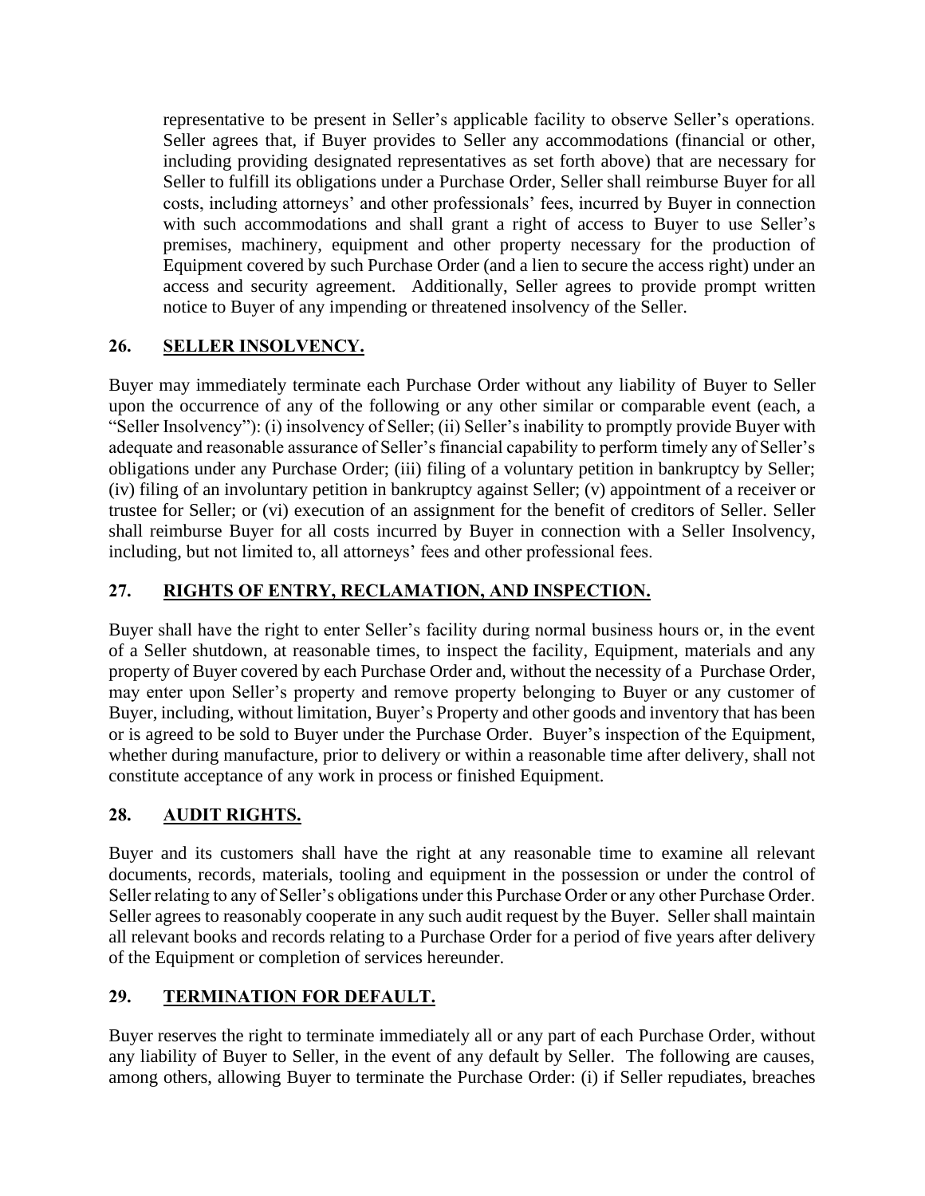representative to be present in Seller's applicable facility to observe Seller's operations. Seller agrees that, if Buyer provides to Seller any accommodations (financial or other, including providing designated representatives as set forth above) that are necessary for Seller to fulfill its obligations under a Purchase Order, Seller shall reimburse Buyer for all costs, including attorneys' and other professionals' fees, incurred by Buyer in connection with such accommodations and shall grant a right of access to Buyer to use Seller's premises, machinery, equipment and other property necessary for the production of Equipment covered by such Purchase Order (and a lien to secure the access right) under an access and security agreement. Additionally, Seller agrees to provide prompt written notice to Buyer of any impending or threatened insolvency of the Seller.

## 26. SELLER INSOLVENCY.

Buyer may immediately terminate each Purchase Order without any liability of Buyer to Seller upon the occurrence of any of the following or any other similar or comparable event (each, a "Seller Insolvency"): (i) insolvency of Seller; (ii) Seller's inability to promptly provide Buyer with adequate and reasonable assurance of Seller's financial capability to perform timely any of Seller's obligations under any Purchase Order; (iii) filing of a voluntary petition in bankruptcy by Seller; (iv) filing of an involuntary petition in bankruptcy against Seller; (v) appointment of a receiver or trustee for Seller; or (vi) execution of an assignment for the benefit of creditors of Seller. Seller shall reimburse Buyer for all costs incurred by Buyer in connection with a Seller Insolvency, including, but not limited to, all attorneys' fees and other professional fees.

## 27. RIGHTS OF ENTRY, RECLAMATION, AND INSPECTION.

Buyer shall have the right to enter Seller's facility during normal business hours or, in the event of a Seller shutdown, at reasonable times, to inspect the facility, Equipment, materials and any property of Buyer covered by each Purchase Order and, without the necessity of a Purchase Order, may enter upon Seller's property and remove property belonging to Buyer or any customer of Buyer, including, without limitation, Buyer's Property and other goods and inventory that has been or is agreed to be sold to Buyer under the Purchase Order. Buyer's inspection of the Equipment, whether during manufacture, prior to delivery or within a reasonable time after delivery, shall not constitute acceptance of any work in process or finished Equipment.

## 28. AUDIT RIGHTS.

Buyer and its customers shall have the right at any reasonable time to examine all relevant documents, records, materials, tooling and equipment in the possession or under the control of Seller relating to any of Seller's obligations under this Purchase Order or any other Purchase Order. Seller agrees to reasonably cooperate in any such audit request by the Buyer. Seller shall maintain all relevant books and records relating to a Purchase Order for a period of five years after delivery of the Equipment or completion of services hereunder.

## 29. TERMINATION FOR DEFAULT.

Buyer reserves the right to terminate immediately all or any part of each Purchase Order, without any liability of Buyer to Seller, in the event of any default by Seller. The following are causes, among others, allowing Buyer to terminate the Purchase Order: (i) if Seller repudiates, breaches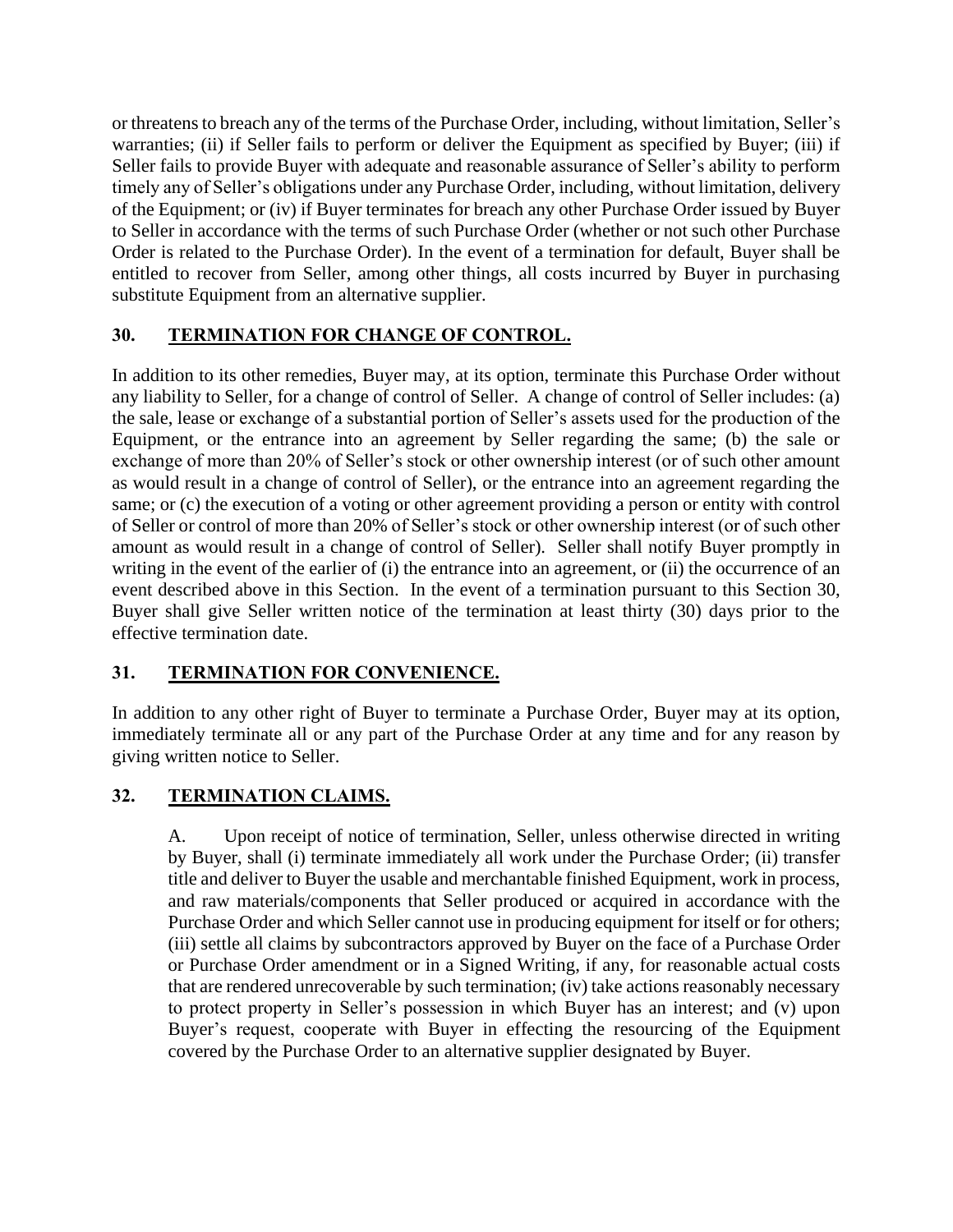or threatens to breach any of the terms of the Purchase Order, including, without limitation, Seller's warranties; (ii) if Seller fails to perform or deliver the Equipment as specified by Buyer; (iii) if Seller fails to provide Buyer with adequate and reasonable assurance of Seller's ability to perform timely any of Seller's obligations under any Purchase Order, including, without limitation, delivery of the Equipment; or (iv) if Buyer terminates for breach any other Purchase Order issued by Buyer to Seller in accordance with the terms of such Purchase Order (whether or not such other Purchase Order is related to the Purchase Order). In the event of a termination for default, Buyer shall be entitled to recover from Seller, among other things, all costs incurred by Buyer in purchasing substitute Equipment from an alternative supplier.

## 30. TERMINATION FOR CHANGE OF CONTROL.

In addition to its other remedies, Buyer may, at its option, terminate this Purchase Order without any liability to Seller, for a change of control of Seller. A change of control of Seller includes: (a) the sale, lease or exchange of a substantial portion of Seller's assets used for the production of the Equipment, or the entrance into an agreement by Seller regarding the same; (b) the sale or exchange of more than 20% of Seller's stock or other ownership interest (or of such other amount as would result in a change of control of Seller), or the entrance into an agreement regarding the same; or (c) the execution of a voting or other agreement providing a person or entity with control of Seller or control of more than 20% of Seller's stock or other ownership interest (or of such other amount as would result in a change of control of Seller). Seller shall notify Buyer promptly in writing in the event of the earlier of (i) the entrance into an agreement, or (ii) the occurrence of an event described above in this Section. In the event of a termination pursuant to this Section 30, Buyer shall give Seller written notice of the termination at least thirty (30) days prior to the effective termination date.

## 31. TERMINATION FOR CONVENIENCE.

In addition to any other right of Buyer to terminate a Purchase Order, Buyer may at its option, immediately terminate all or any part of the Purchase Order at any time and for any reason by giving written notice to Seller.

## 32. TERMINATION CLAIMS.

A. Upon receipt of notice of termination, Seller, unless otherwise directed in writing by Buyer, shall (i) terminate immediately all work under the Purchase Order; (ii) transfer title and deliver to Buyer the usable and merchantable finished Equipment, work in process, and raw materials/components that Seller produced or acquired in accordance with the Purchase Order and which Seller cannot use in producing equipment for itself or for others; (iii) settle all claims by subcontractors approved by Buyer on the face of a Purchase Order or Purchase Order amendment or in a Signed Writing, if any, for reasonable actual costs that are rendered unrecoverable by such termination; (iv) take actions reasonably necessary to protect property in Seller's possession in which Buyer has an interest; and (v) upon Buyer's request, cooperate with Buyer in effecting the resourcing of the Equipment covered by the Purchase Order to an alternative supplier designated by Buyer.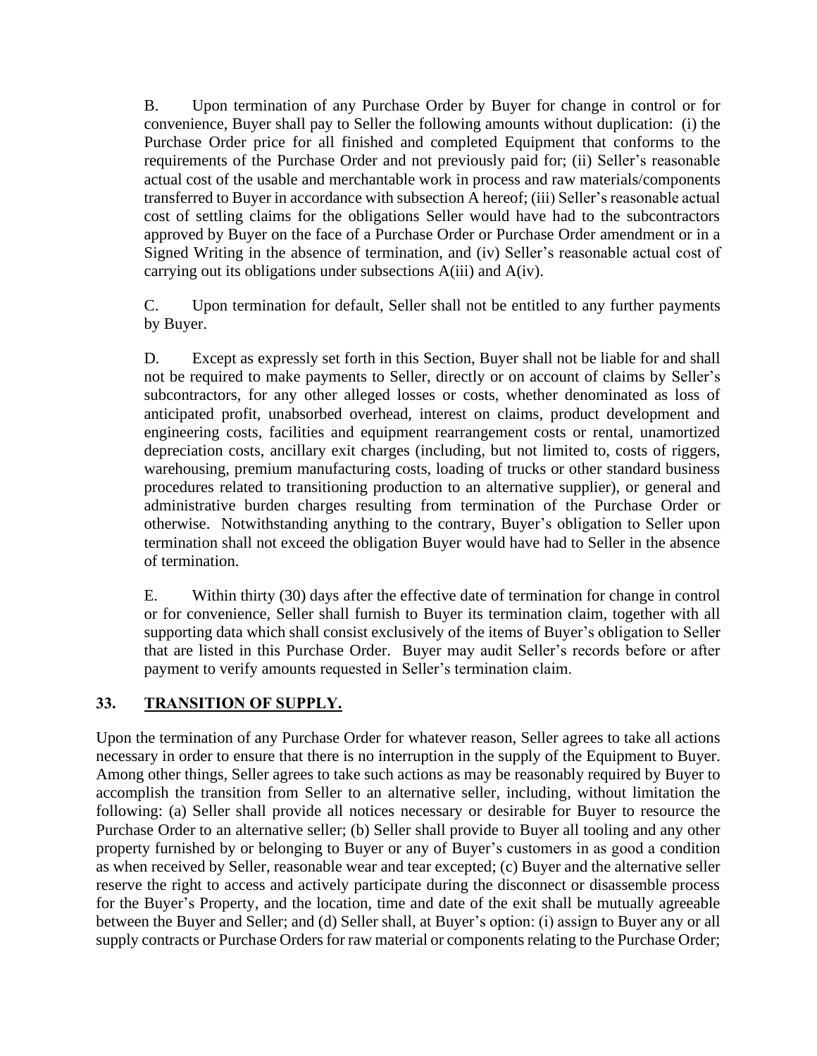B. Upon termination of any Purchase Order by Buyer for change in control or for convenience, Buyer shall pay to Seller the following amounts without duplication: (i) the Purchase Order price for all finished and completed Equipment that conforms to the requirements of the Purchase Order and not previously paid for; (ii) Seller's reasonable actual cost of the usable and merchantable work in process and raw materials/components transferred to Buyer in accordance with subsection A hereof; (iii) Seller's reasonable actual cost of settling claims for the obligations Seller would have had to the subcontractors approved by Buyer on the face of a Purchase Order or Purchase Order amendment or in a Signed Writing in the absence of termination, and (iv) Seller's reasonable actual cost of carrying out its obligations under subsections A(iii) and A(iv).

C. Upon termination for default, Seller shall not be entitled to any further payments by Buyer.

D. Except as expressly set forth in this Section, Buyer shall not be liable for and shall not be required to make payments to Seller, directly or on account of claims by Seller's subcontractors, for any other alleged losses or costs, whether denominated as loss of anticipated profit, unabsorbed overhead, interest on claims, product development and engineering costs, facilities and equipment rearrangement costs or rental, unamortized depreciation costs, ancillary exit charges (including, but not limited to, costs of riggers, warehousing, premium manufacturing costs, loading of trucks or other standard business procedures related to transitioning production to an alternative supplier), or general and administrative burden charges resulting from termination of the Purchase Order or otherwise. Notwithstanding anything to the contrary, Buyer's obligation to Seller upon termination shall not exceed the obligation Buyer would have had to Seller in the absence of termination.

E. Within thirty (30) days after the effective date of termination for change in control or for convenience, Seller shall furnish to Buyer its termination claim, together with all supporting data which shall consist exclusively of the items of Buyer's obligation to Seller that are listed in this Purchase Order. Buyer may audit Seller's records before or after payment to verify amounts requested in Seller's termination claim.

## 33. TRANSITION OF SUPPLY.

Upon the termination of any Purchase Order for whatever reason, Seller agrees to take all actions necessary in order to ensure that there is no interruption in the supply of the Equipment to Buyer. Among other things, Seller agrees to take such actions as may be reasonably required by Buyer to accomplish the transition from Seller to an alternative seller, including, without limitation the following: (a) Seller shall provide all notices necessary or desirable for Buyer to resource the Purchase Order to an alternative seller; (b) Seller shall provide to Buyer all tooling and any other property furnished by or belonging to Buyer or any of Buyer's customers in as good a condition as when received by Seller, reasonable wear and tear excepted; (c) Buyer and the alternative seller reserve the right to access and actively participate during the disconnect or disassemble process for the Buyer's Property, and the location, time and date of the exit shall be mutually agreeable between the Buyer and Seller; and (d) Seller shall, at Buyer's option: (i) assign to Buyer any or all supply contracts or Purchase Orders for raw material or components relating to the Purchase Order;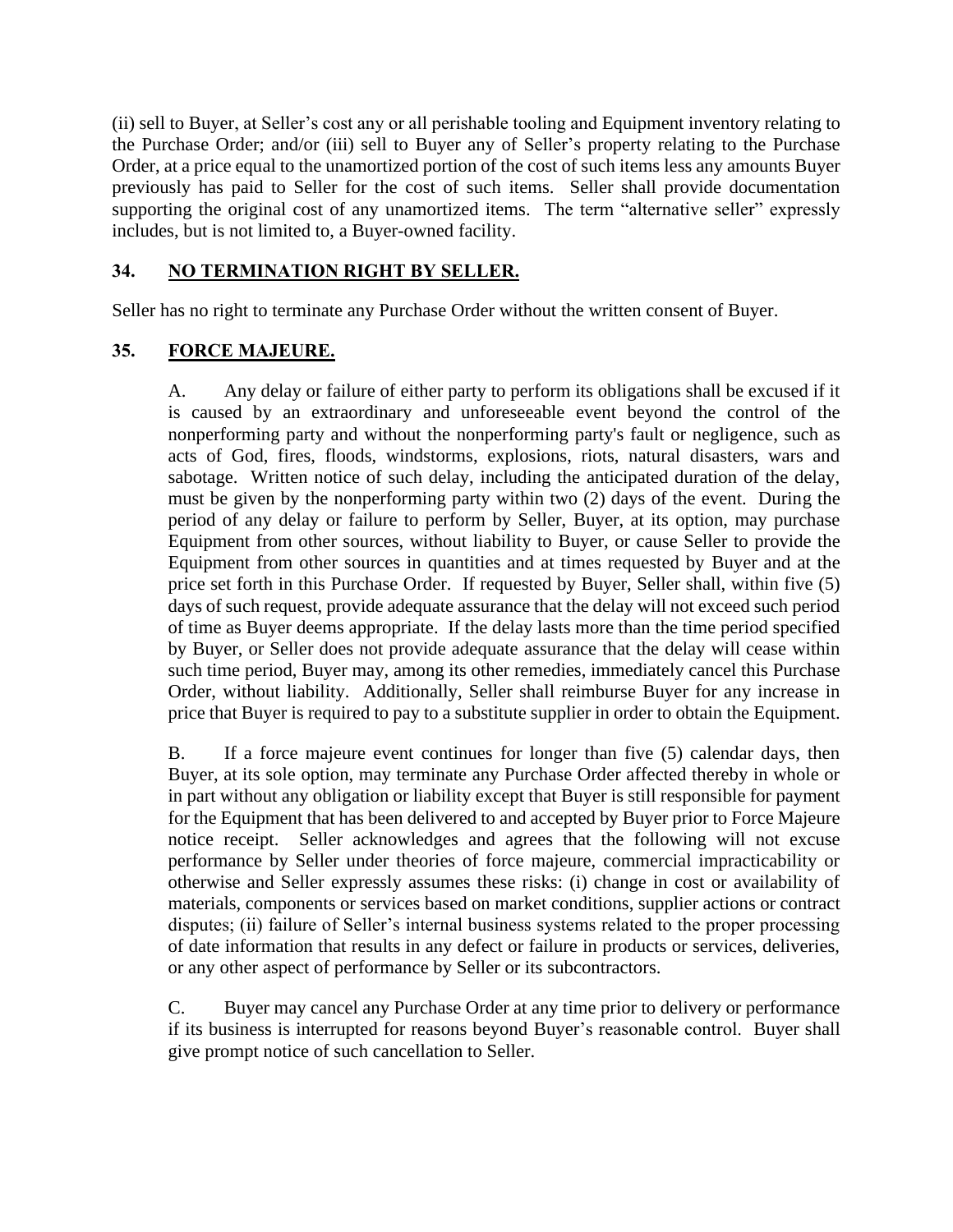(ii) sell to Buyer, at Seller's cost any or all perishable tooling and Equipment inventory relating to the Purchase Order; and/or (iii) sell to Buyer any of Seller's property relating to the Purchase Order, at a price equal to the unamortized portion of the cost of such items less any amounts Buyer previously has paid to Seller for the cost of such items. Seller shall provide documentation supporting the original cost of any unamortized items. The term "alternative seller" expressly includes, but is not limited to, a Buyer-owned facility.

## 34. NO TERMINATION RIGHT BY SELLER.

Seller has no right to terminate any Purchase Order without the written consent of Buyer.

## 35. FORCE MAJEURE.

A. Any delay or failure of either party to perform its obligations shall be excused if it is caused by an extraordinary and unforeseeable event beyond the control of the nonperforming party and without the nonperforming party's fault or negligence, such as acts of God, fires, floods, windstorms, explosions, riots, natural disasters, wars and sabotage. Written notice of such delay, including the anticipated duration of the delay, must be given by the nonperforming party within two (2) days of the event. During the period of any delay or failure to perform by Seller, Buyer, at its option, may purchase Equipment from other sources, without liability to Buyer, or cause Seller to provide the Equipment from other sources in quantities and at times requested by Buyer and at the price set forth in this Purchase Order. If requested by Buyer, Seller shall, within five (5) days of such request, provide adequate assurance that the delay will not exceed such period of time as Buyer deems appropriate. If the delay lasts more than the time period specified by Buyer, or Seller does not provide adequate assurance that the delay will cease within such time period, Buyer may, among its other remedies, immediately cancel this Purchase Order, without liability. Additionally, Seller shall reimburse Buyer for any increase in price that Buyer is required to pay to a substitute supplier in order to obtain the Equipment.

B. If a force majeure event continues for longer than five (5) calendar days, then Buyer, at its sole option, may terminate any Purchase Order affected thereby in whole or in part without any obligation or liability except that Buyer is still responsible for payment for the Equipment that has been delivered to and accepted by Buyer prior to Force Majeure notice receipt. Seller acknowledges and agrees that the following will not excuse performance by Seller under theories of force majeure, commercial impracticability or otherwise and Seller expressly assumes these risks: (i) change in cost or availability of materials, components or services based on market conditions, supplier actions or contract disputes; (ii) failure of Seller's internal business systems related to the proper processing of date information that results in any defect or failure in products or services, deliveries, or any other aspect of performance by Seller or its subcontractors.

C. Buyer may cancel any Purchase Order at any time prior to delivery or performance if its business is interrupted for reasons beyond Buyer's reasonable control. Buyer shall give prompt notice of such cancellation to Seller.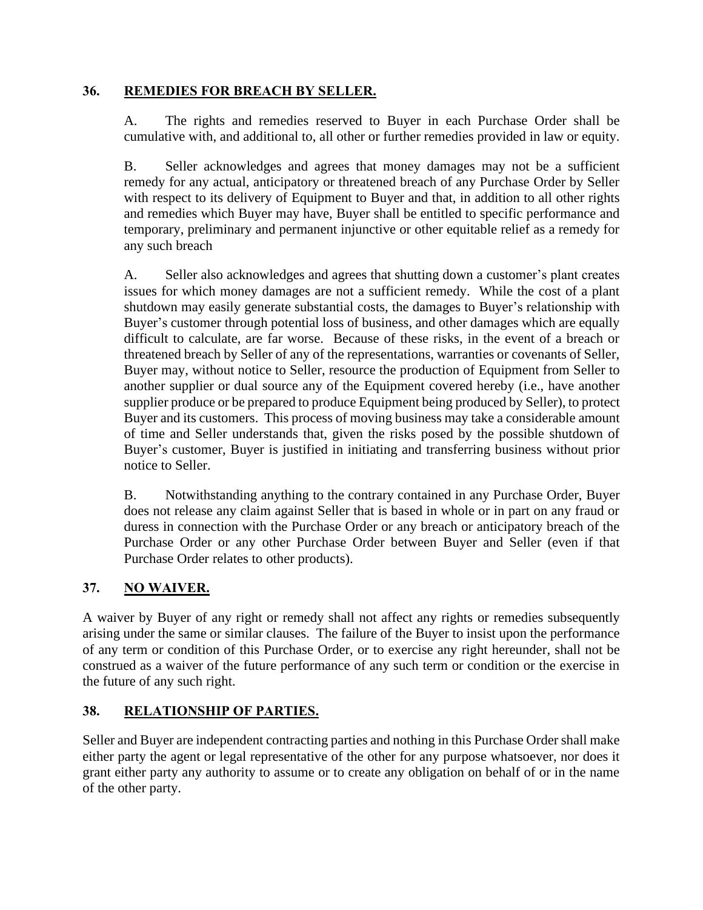## 36. REMEDIES FOR BREACH BY SELLER.

A. The rights and remedies reserved to Buyer in each Purchase Order shall be cumulative with, and additional to, all other or further remedies provided in law or equity.

B. Seller acknowledges and agrees that money damages may not be a sufficient remedy for any actual, anticipatory or threatened breach of any Purchase Order by Seller with respect to its delivery of Equipment to Buyer and that, in addition to all other rights and remedies which Buyer may have, Buyer shall be entitled to specific performance and temporary, preliminary and permanent injunctive or other equitable relief as a remedy for any such breach

A. Seller also acknowledges and agrees that shutting down a customer's plant creates issues for which money damages are not a sufficient remedy. While the cost of a plant shutdown may easily generate substantial costs, the damages to Buyer's relationship with Buyer's customer through potential loss of business, and other damages which are equally difficult to calculate, are far worse. Because of these risks, in the event of a breach or threatened breach by Seller of any of the representations, warranties or covenants of Seller, Buyer may, without notice to Seller, resource the production of Equipment from Seller to another supplier or dual source any of the Equipment covered hereby (i.e., have another supplier produce or be prepared to produce Equipment being produced by Seller), to protect Buyer and its customers. This process of moving business may take a considerable amount of time and Seller understands that, given the risks posed by the possible shutdown of Buyer's customer, Buyer is justified in initiating and transferring business without prior notice to Seller.

B. Notwithstanding anything to the contrary contained in any Purchase Order, Buyer does not release any claim against Seller that is based in whole or in part on any fraud or duress in connection with the Purchase Order or any breach or anticipatory breach of the Purchase Order or any other Purchase Order between Buyer and Seller (even if that Purchase Order relates to other products).

## 37. NO WAIVER.

A waiver by Buyer of any right or remedy shall not affect any rights or remedies subsequently arising under the same or similar clauses. The failure of the Buyer to insist upon the performance of any term or condition of this Purchase Order, or to exercise any right hereunder, shall not be construed as a waiver of the future performance of any such term or condition or the exercise in the future of any such right.

## 38. RELATIONSHIP OF PARTIES.

Seller and Buyer are independent contracting parties and nothing in this Purchase Order shall make either party the agent or legal representative of the other for any purpose whatsoever, nor does it grant either party any authority to assume or to create any obligation on behalf of or in the name of the other party.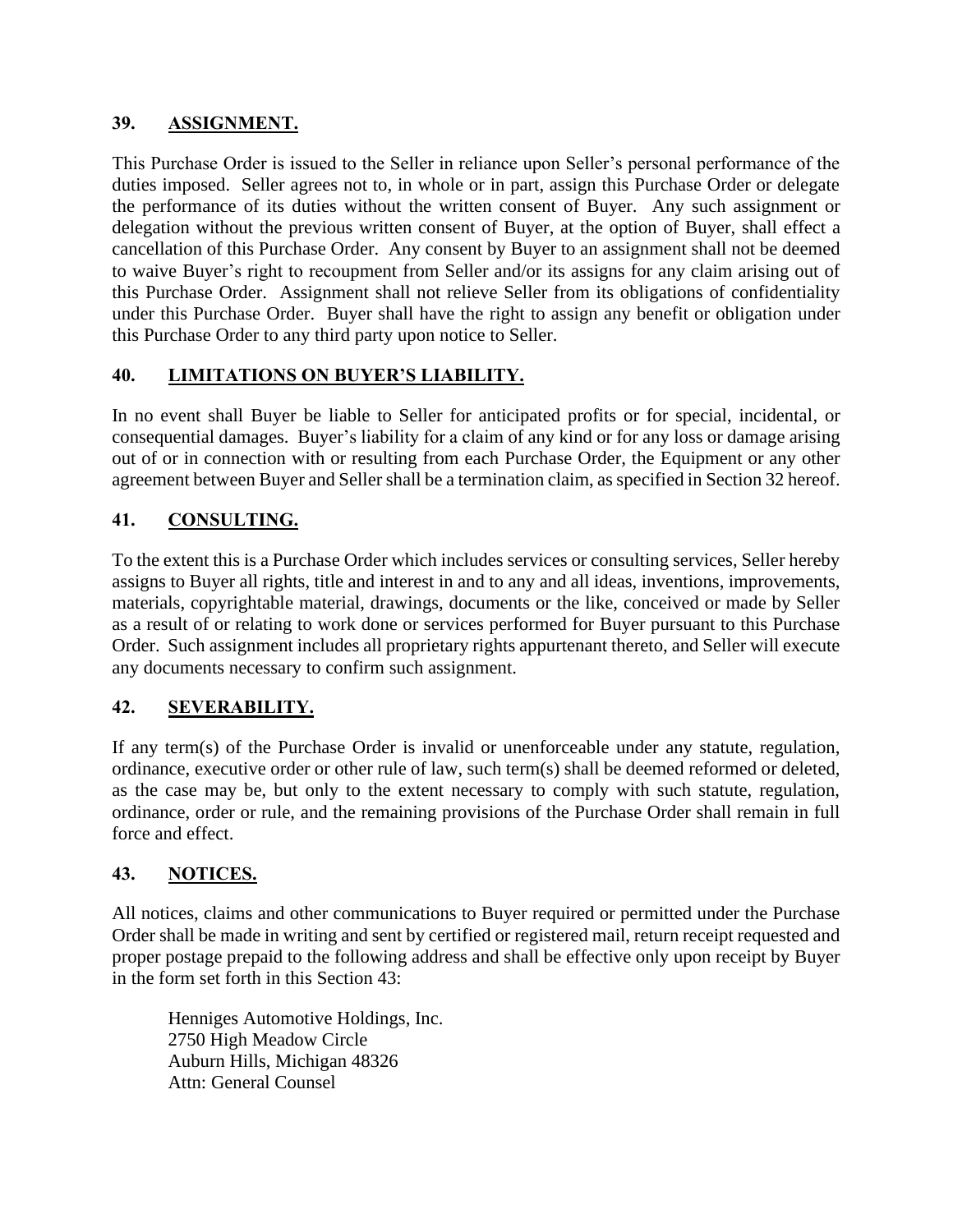## 39. ASSIGNMENT.

This Purchase Order is issued to the Seller in reliance upon Seller's personal performance of the duties imposed. Seller agrees not to, in whole or in part, assign this Purchase Order or delegate the performance of its duties without the written consent of Buyer. Any such assignment or delegation without the previous written consent of Buyer, at the option of Buyer, shall effect a cancellation of this Purchase Order. Any consent by Buyer to an assignment shall not be deemed to waive Buyer's right to recoupment from Seller and/or its assigns for any claim arising out of this Purchase Order. Assignment shall not relieve Seller from its obligations of confidentiality under this Purchase Order. Buyer shall have the right to assign any benefit or obligation under this Purchase Order to any third party upon notice to Seller.

## 40. LIMITATIONS ON BUYER'S LIABILITY.

In no event shall Buyer be liable to Seller for anticipated profits or for special, incidental, or consequential damages. Buyer's liability for a claim of any kind or for any loss or damage arising out of or in connection with or resulting from each Purchase Order, the Equipment or any other agreement between Buyer and Seller shall be a termination claim, as specified in Section 32 hereof.

## 41. CONSULTING.

To the extent this is a Purchase Order which includes services or consulting services, Seller hereby assigns to Buyer all rights, title and interest in and to any and all ideas, inventions, improvements, materials, copyrightable material, drawings, documents or the like, conceived or made by Seller as a result of or relating to work done or services performed for Buyer pursuant to this Purchase Order. Such assignment includes all proprietary rights appurtenant thereto, and Seller will execute any documents necessary to confirm such assignment.

## 42. SEVERABILITY.

If any term(s) of the Purchase Order is invalid or unenforceable under any statute, regulation, ordinance, executive order or other rule of law, such term(s) shall be deemed reformed or deleted, as the case may be, but only to the extent necessary to comply with such statute, regulation, ordinance, order or rule, and the remaining provisions of the Purchase Order shall remain in full force and effect.

## 43. NOTICES.

All notices, claims and other communications to Buyer required or permitted under the Purchase Order shall be made in writing and sent by certified or registered mail, return receipt requested and proper postage prepaid to the following address and shall be effective only upon receipt by Buyer in the form set forth in this Section 43:

Henniges Automotive Holdings, Inc.
2750 High Meadow Circle
Auburn Hills, Michigan 48326
Attn: General Counsel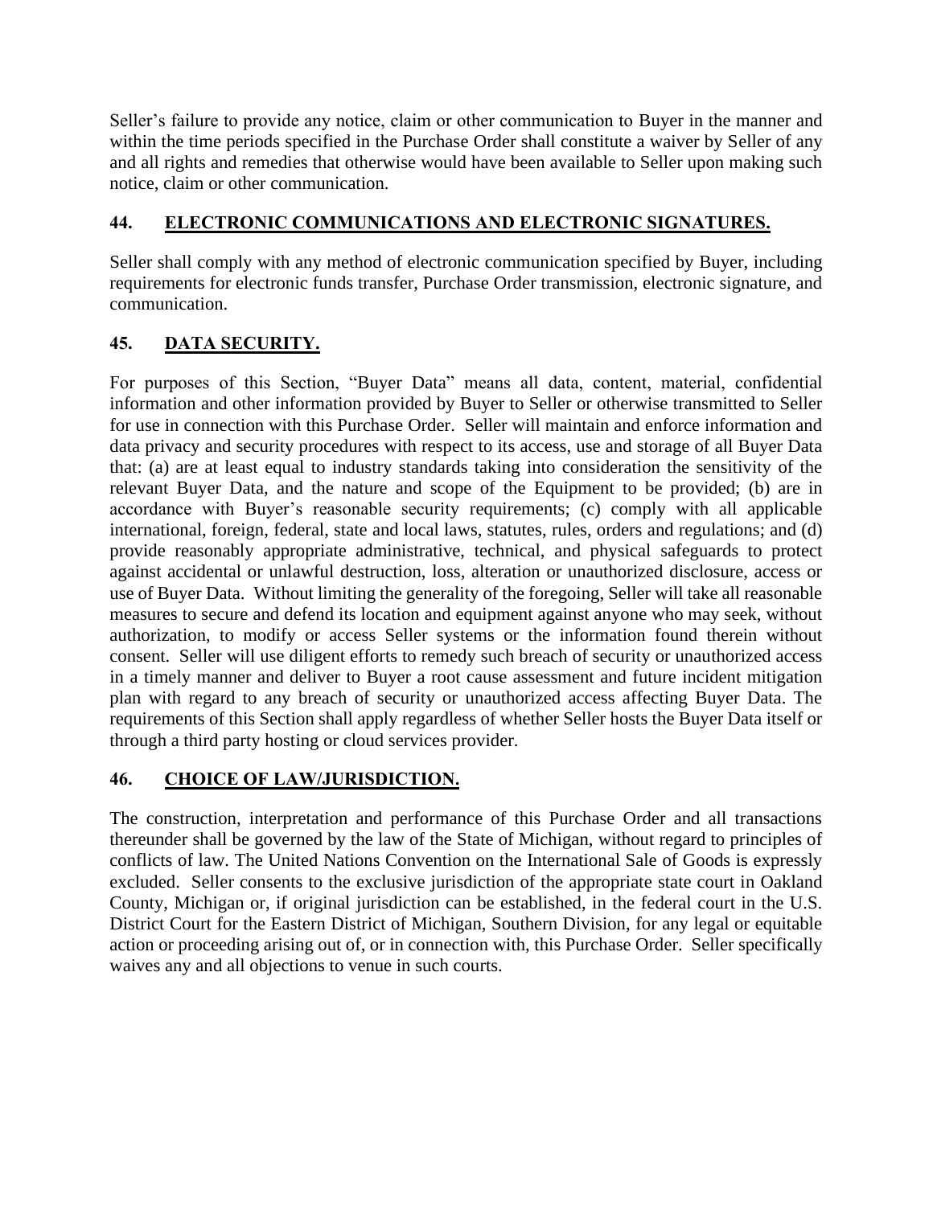Seller’s failure to provide any notice, claim or other communication to Buyer in the manner and within the time periods specified in the Purchase Order shall constitute a waiver by Seller of any and all rights and remedies that otherwise would have been available to Seller upon making such notice, claim or other communication.

## 44. ELECTRONIC COMMUNICATIONS AND ELECTRONIC SIGNATURES.

Seller shall comply with any method of electronic communication specified by Buyer, including requirements for electronic funds transfer, Purchase Order transmission, electronic signature, and communication.

## 45. DATA SECURITY.

For purposes of this Section, “Buyer Data” means all data, content, material, confidential information and other information provided by Buyer to Seller or otherwise transmitted to Seller for use in connection with this Purchase Order. Seller will maintain and enforce information and data privacy and security procedures with respect to its access, use and storage of all Buyer Data that: (a) are at least equal to industry standards taking into consideration the sensitivity of the relevant Buyer Data, and the nature and scope of the Equipment to be provided; (b) are in accordance with Buyer’s reasonable security requirements; (c) comply with all applicable international, foreign, federal, state and local laws, statutes, rules, orders and regulations; and (d) provide reasonably appropriate administrative, technical, and physical safeguards to protect against accidental or unlawful destruction, loss, alteration or unauthorized disclosure, access or use of Buyer Data. Without limiting the generality of the foregoing, Seller will take all reasonable measures to secure and defend its location and equipment against anyone who may seek, without authorization, to modify or access Seller systems or the information found therein without consent. Seller will use diligent efforts to remedy such breach of security or unauthorized access in a timely manner and deliver to Buyer a root cause assessment and future incident mitigation plan with regard to any breach of security or unauthorized access affecting Buyer Data. The requirements of this Section shall apply regardless of whether Seller hosts the Buyer Data itself or through a third party hosting or cloud services provider.

## 46. CHOICE OF LAW/JURISDICTION.

The construction, interpretation and performance of this Purchase Order and all transactions thereunder shall be governed by the law of the State of Michigan, without regard to principles of conflicts of law. The United Nations Convention on the International Sale of Goods is expressly excluded. Seller consents to the exclusive jurisdiction of the appropriate state court in Oakland County, Michigan or, if original jurisdiction can be established, in the federal court in the U.S. District Court for the Eastern District of Michigan, Southern Division, for any legal or equitable action or proceeding arising out of, or in connection with, this Purchase Order. Seller specifically waives any and all objections to venue in such courts.